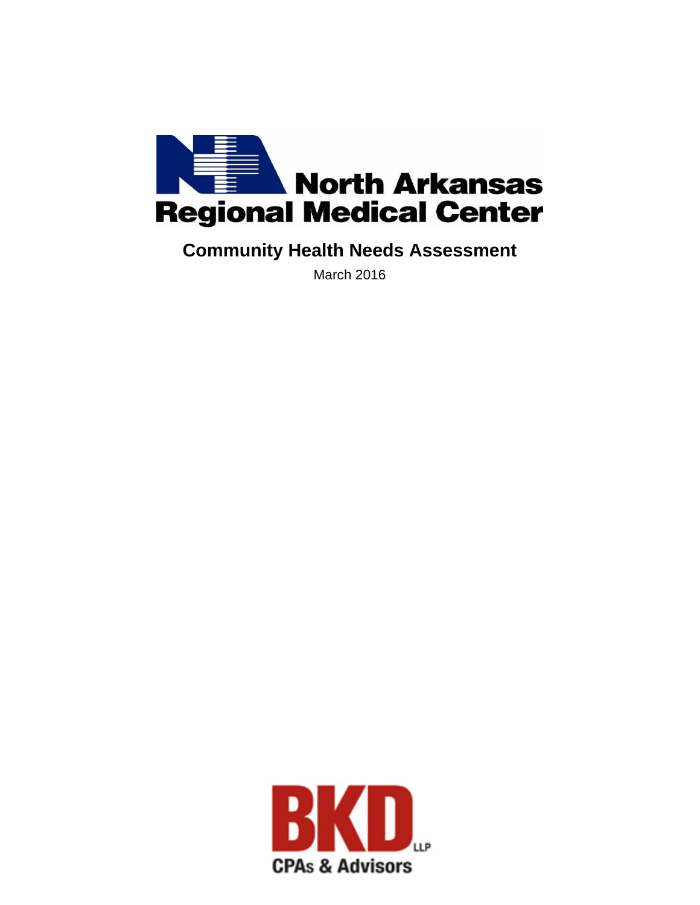# North Arkansas Regional Medical Center

## Community Health Needs Assessment

March 2016

BKD LLP

CPAs & Advisors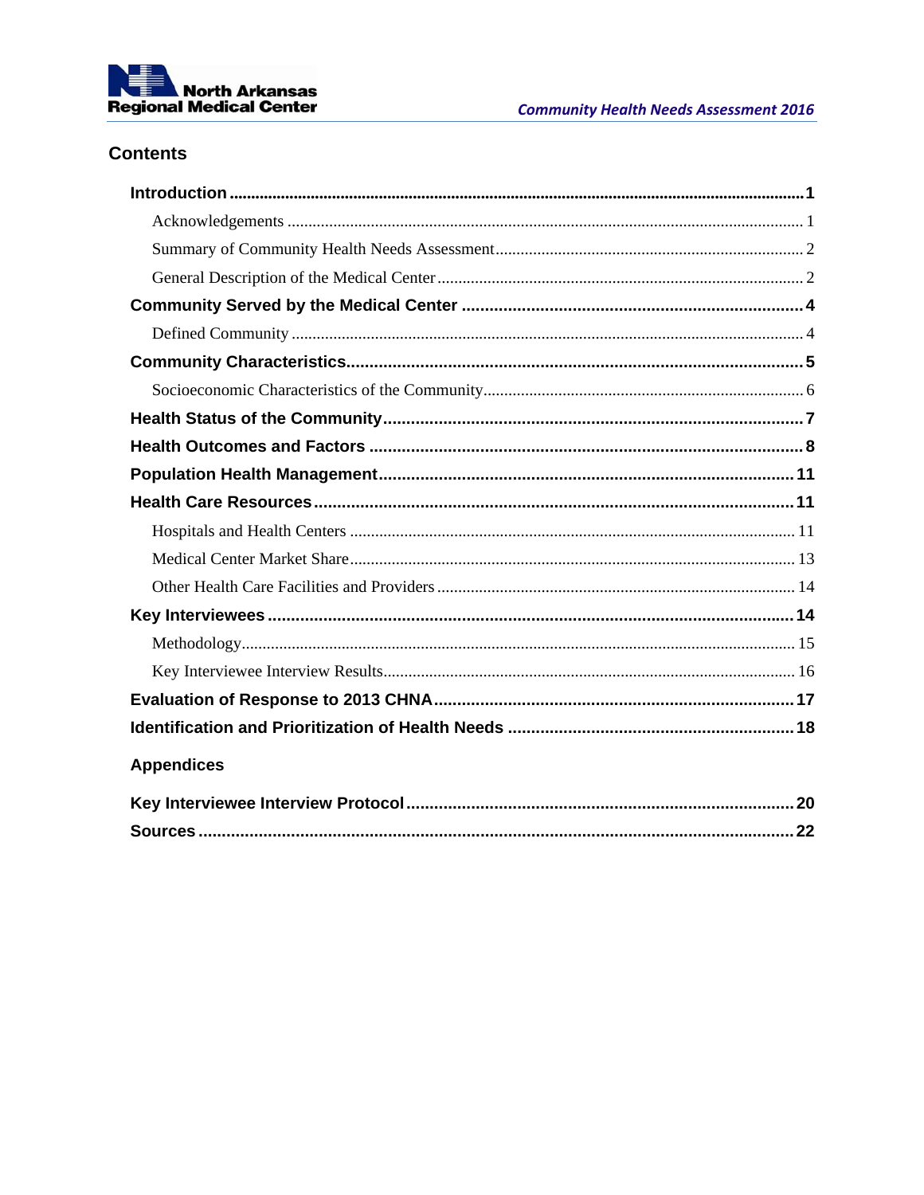## Contents

**Introduction** ..... **1**
- Acknowledgements ..... 1
- Summary of Community Health Needs Assessment ..... 2
- General Description of the Medical Center ..... 2

**Community Served by the Medical Center** ..... **4**
- Defined Community ..... 4

**Community Characteristics** ..... **5**
- Socioeconomic Characteristics of the Community ..... 6

**Health Status of the Community** ..... **7**

**Health Outcomes and Factors** ..... **8**

**Population Health Management** ..... **11**

**Health Care Resources** ..... **11**
- Hospitals and Health Centers ..... 11
- Medical Center Market Share ..... 13
- Other Health Care Facilities and Providers ..... 14

**Key Interviewees** ..... **14**
- Methodology ..... 15
- Key Interviewee Interview Results ..... 16

**Evaluation of Response to 2013 CHNA** ..... **17**

**Identification and Prioritization of Health Needs** ..... **18**

### Appendices

**Key Interviewee Interview Protocol** ..... **20**

**Sources** ..... **22**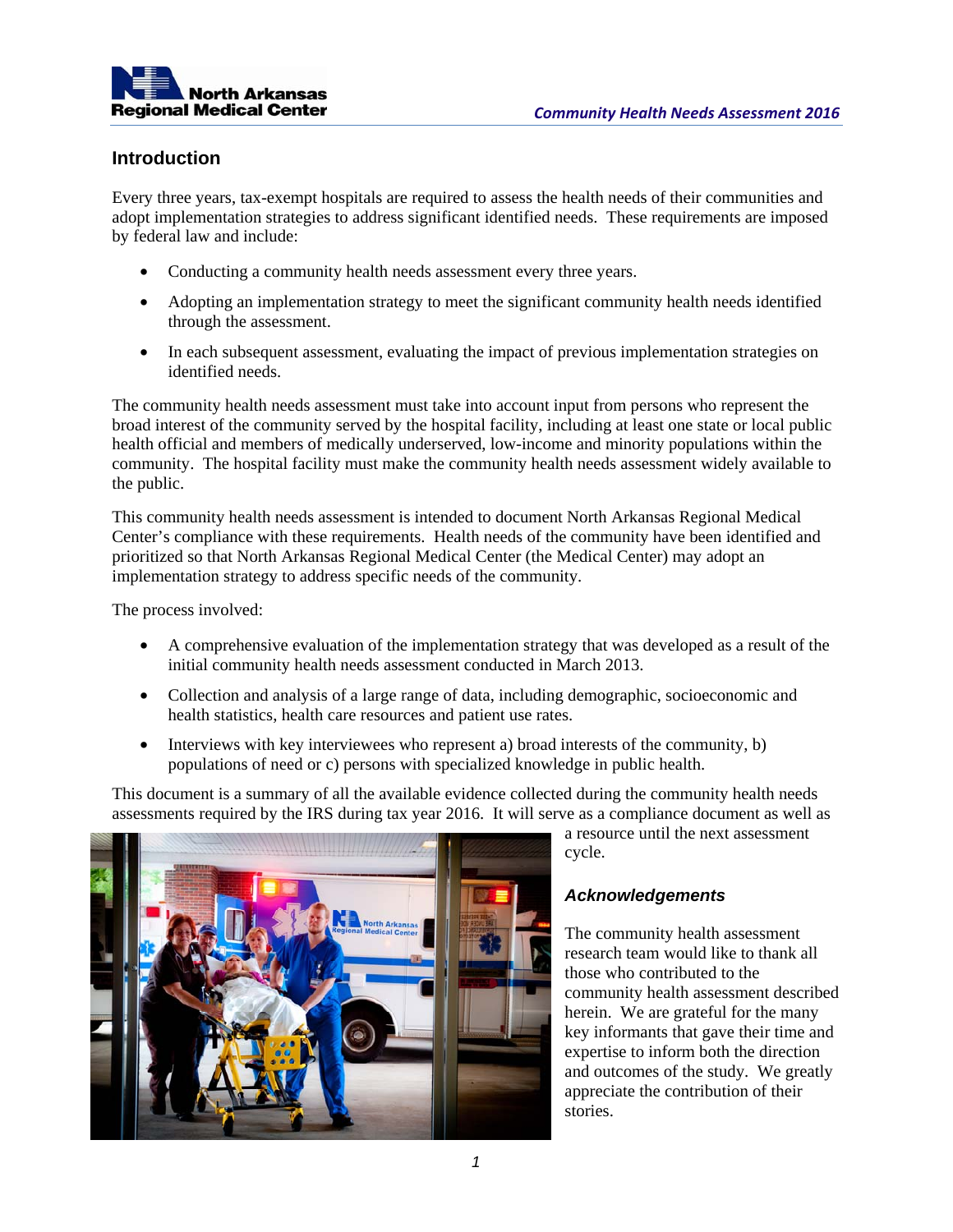## Introduction

Every three years, tax-exempt hospitals are required to assess the health needs of their communities and adopt implementation strategies to address significant identified needs. These requirements are imposed by federal law and include:

- Conducting a community health needs assessment every three years.
- Adopting an implementation strategy to meet the significant community health needs identified through the assessment.
- In each subsequent assessment, evaluating the impact of previous implementation strategies on identified needs.

The community health needs assessment must take into account input from persons who represent the broad interest of the community served by the hospital facility, including at least one state or local public health official and members of medically underserved, low-income and minority populations within the community. The hospital facility must make the community health needs assessment widely available to the public.

This community health needs assessment is intended to document North Arkansas Regional Medical Center's compliance with these requirements. Health needs of the community have been identified and prioritized so that North Arkansas Regional Medical Center (the Medical Center) may adopt an implementation strategy to address specific needs of the community.

The process involved:

- A comprehensive evaluation of the implementation strategy that was developed as a result of the initial community health needs assessment conducted in March 2013.
- Collection and analysis of a large range of data, including demographic, socioeconomic and health statistics, health care resources and patient use rates.
- Interviews with key interviewees who represent a) broad interests of the community, b) populations of need or c) persons with specialized knowledge in public health.

This document is a summary of all the available evidence collected during the community health needs assessments required by the IRS during tax year 2016. It will serve as a compliance document as well as a resource until the next assessment cycle.

### *Acknowledgements*

The community health assessment research team would like to thank all those who contributed to the community health assessment described herein. We are grateful for the many key informants that gave their time and expertise to inform both the direction and outcomes of the study. We greatly appreciate the contribution of their stories.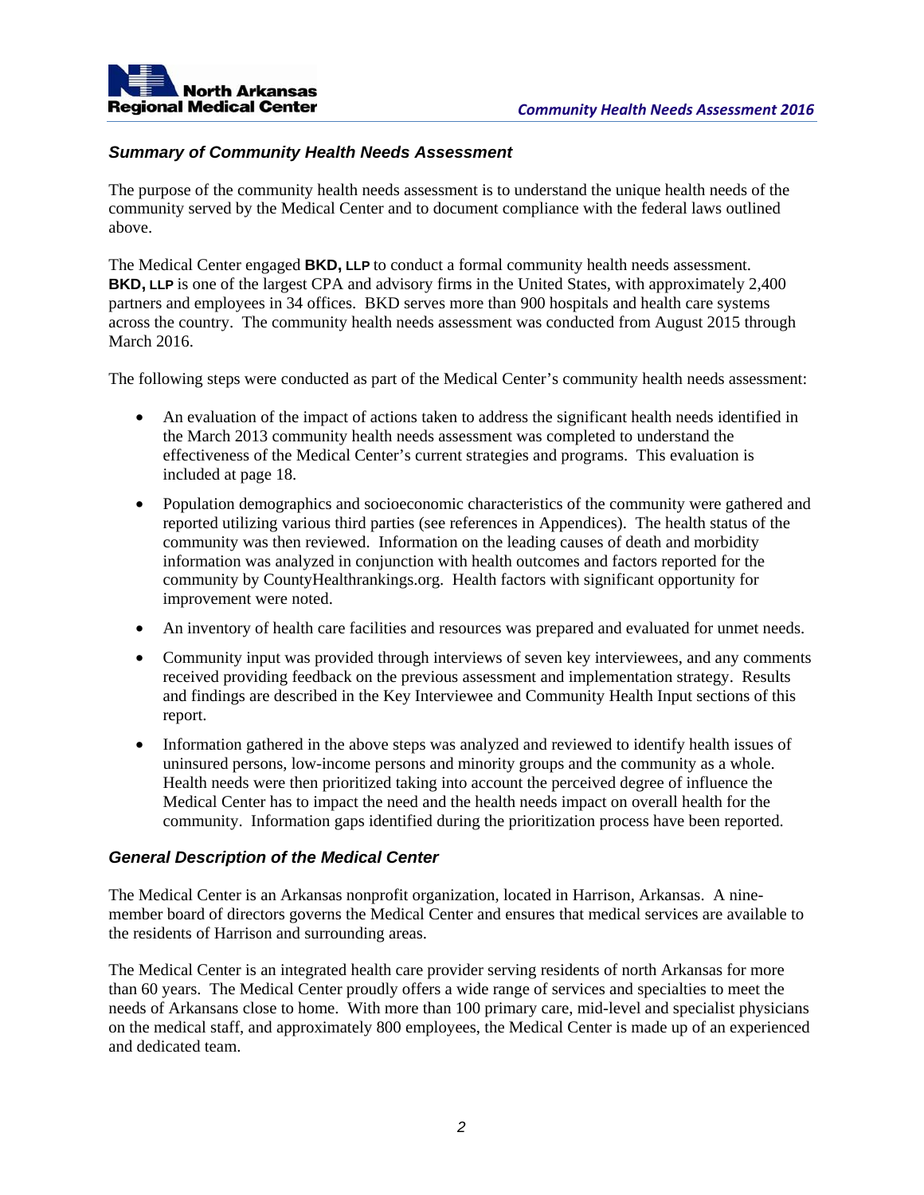### *Summary of Community Health Needs Assessment*

The purpose of the community health needs assessment is to understand the unique health needs of the community served by the Medical Center and to document compliance with the federal laws outlined above.

The Medical Center engaged **BKD, LLP** to conduct a formal community health needs assessment. **BKD, LLP** is one of the largest CPA and advisory firms in the United States, with approximately 2,400 partners and employees in 34 offices. BKD serves more than 900 hospitals and health care systems across the country. The community health needs assessment was conducted from August 2015 through March 2016.

The following steps were conducted as part of the Medical Center's community health needs assessment:

- An evaluation of the impact of actions taken to address the significant health needs identified in the March 2013 community health needs assessment was completed to understand the effectiveness of the Medical Center's current strategies and programs. This evaluation is included at page 18.
- Population demographics and socioeconomic characteristics of the community were gathered and reported utilizing various third parties (see references in Appendices). The health status of the community was then reviewed. Information on the leading causes of death and morbidity information was analyzed in conjunction with health outcomes and factors reported for the community by CountyHealthrankings.org. Health factors with significant opportunity for improvement were noted.
- An inventory of health care facilities and resources was prepared and evaluated for unmet needs.
- Community input was provided through interviews of seven key interviewees, and any comments received providing feedback on the previous assessment and implementation strategy. Results and findings are described in the Key Interviewee and Community Health Input sections of this report.
- Information gathered in the above steps was analyzed and reviewed to identify health issues of uninsured persons, low-income persons and minority groups and the community as a whole. Health needs were then prioritized taking into account the perceived degree of influence the Medical Center has to impact the need and the health needs impact on overall health for the community. Information gaps identified during the prioritization process have been reported.

### *General Description of the Medical Center*

The Medical Center is an Arkansas nonprofit organization, located in Harrison, Arkansas. A nine-member board of directors governs the Medical Center and ensures that medical services are available to the residents of Harrison and surrounding areas.

The Medical Center is an integrated health care provider serving residents of north Arkansas for more than 60 years. The Medical Center proudly offers a wide range of services and specialties to meet the needs of Arkansans close to home. With more than 100 primary care, mid-level and specialist physicians on the medical staff, and approximately 800 employees, the Medical Center is made up of an experienced and dedicated team.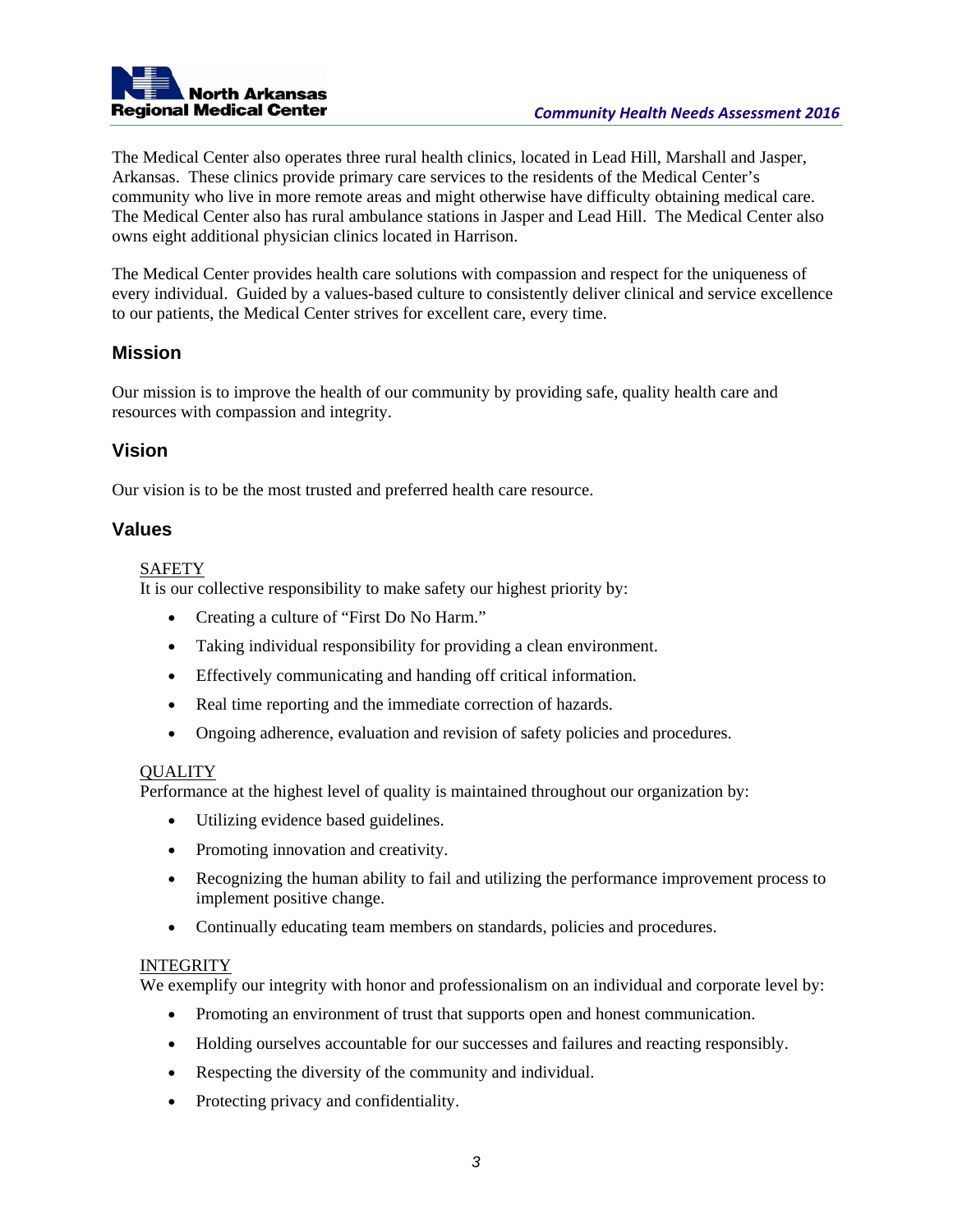The Medical Center also operates three rural health clinics, located in Lead Hill, Marshall and Jasper, Arkansas. These clinics provide primary care services to the residents of the Medical Center's community who live in more remote areas and might otherwise have difficulty obtaining medical care. The Medical Center also has rural ambulance stations in Jasper and Lead Hill. The Medical Center also owns eight additional physician clinics located in Harrison.

The Medical Center provides health care solutions with compassion and respect for the uniqueness of every individual. Guided by a values-based culture to consistently deliver clinical and service excellence to our patients, the Medical Center strives for excellent care, every time.

## Mission

Our mission is to improve the health of our community by providing safe, quality health care and resources with compassion and integrity.

## Vision

Our vision is to be the most trusted and preferred health care resource.

## Values

SAFETY
It is our collective responsibility to make safety our highest priority by:

- Creating a culture of "First Do No Harm."
- Taking individual responsibility for providing a clean environment.
- Effectively communicating and handing off critical information.
- Real time reporting and the immediate correction of hazards.
- Ongoing adherence, evaluation and revision of safety policies and procedures.

QUALITY
Performance at the highest level of quality is maintained throughout our organization by:

- Utilizing evidence based guidelines.
- Promoting innovation and creativity.
- Recognizing the human ability to fail and utilizing the performance improvement process to implement positive change.
- Continually educating team members on standards, policies and procedures.

INTEGRITY
We exemplify our integrity with honor and professionalism on an individual and corporate level by:

- Promoting an environment of trust that supports open and honest communication.
- Holding ourselves accountable for our successes and failures and reacting responsibly.
- Respecting the diversity of the community and individual.
- Protecting privacy and confidentiality.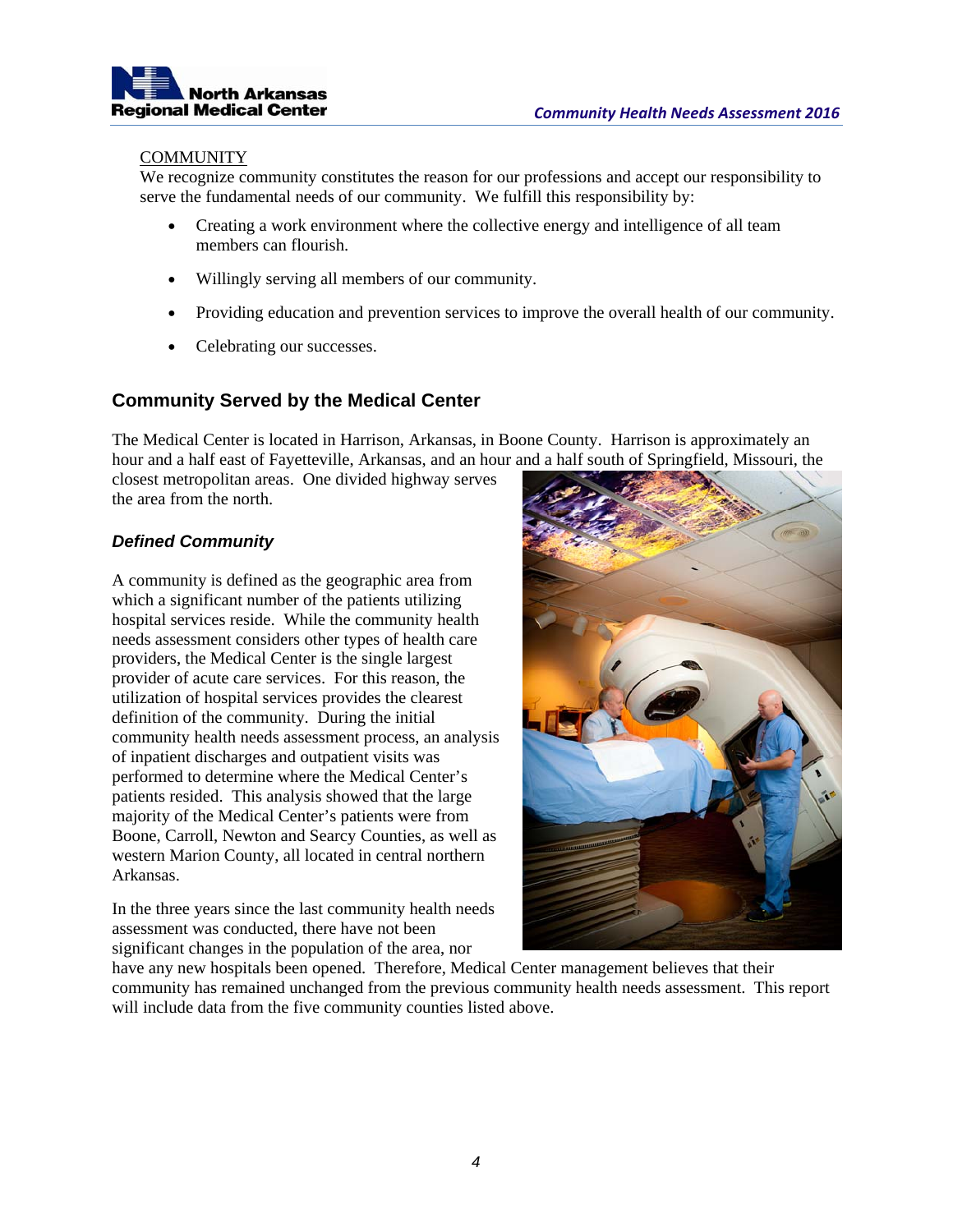COMMUNITY

We recognize community constitutes the reason for our professions and accept our responsibility to serve the fundamental needs of our community. We fulfill this responsibility by:

- Creating a work environment where the collective energy and intelligence of all team members can flourish.
- Willingly serving all members of our community.
- Providing education and prevention services to improve the overall health of our community.
- Celebrating our successes.

## Community Served by the Medical Center

The Medical Center is located in Harrison, Arkansas, in Boone County. Harrison is approximately an hour and a half east of Fayetteville, Arkansas, and an hour and a half south of Springfield, Missouri, the closest metropolitan areas. One divided highway serves the area from the north.

### *Defined Community*

A community is defined as the geographic area from which a significant number of the patients utilizing hospital services reside. While the community health needs assessment considers other types of health care providers, the Medical Center is the single largest provider of acute care services. For this reason, the utilization of hospital services provides the clearest definition of the community. During the initial community health needs assessment process, an analysis of inpatient discharges and outpatient visits was performed to determine where the Medical Center's patients resided. This analysis showed that the large majority of the Medical Center's patients were from Boone, Carroll, Newton and Searcy Counties, as well as western Marion County, all located in central northern Arkansas.

In the three years since the last community health needs assessment was conducted, there have not been significant changes in the population of the area, nor have any new hospitals been opened. Therefore, Medical Center management believes that their community has remained unchanged from the previous community health needs assessment. This report will include data from the five community counties listed above.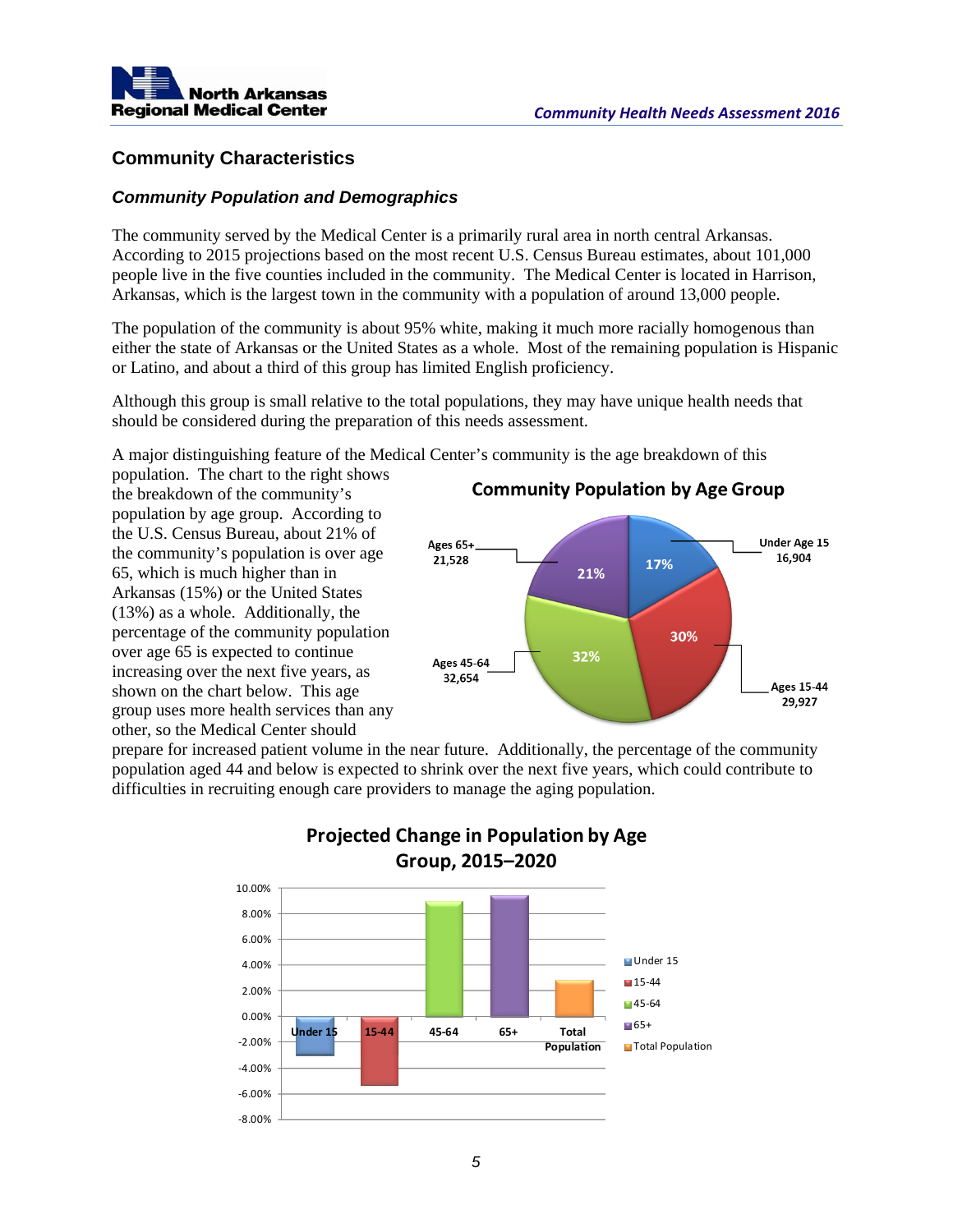## Community Characteristics

### *Community Population and Demographics*

The community served by the Medical Center is a primarily rural area in north central Arkansas. According to 2015 projections based on the most recent U.S. Census Bureau estimates, about 101,000 people live in the five counties included in the community. The Medical Center is located in Harrison, Arkansas, which is the largest town in the community with a population of around 13,000 people.

The population of the community is about 95% white, making it much more racially homogenous than either the state of Arkansas or the United States as a whole. Most of the remaining population is Hispanic or Latino, and about a third of this group has limited English proficiency.

Although this group is small relative to the total populations, they may have unique health needs that should be considered during the preparation of this needs assessment.

A major distinguishing feature of the Medical Center's community is the age breakdown of this population. The chart to the right shows the breakdown of the community's population by age group. According to the U.S. Census Bureau, about 21% of the community's population is over age 65, which is much higher than in Arkansas (15%) or the United States (13%) as a whole. Additionally, the percentage of the community population over age 65 is expected to continue increasing over the next five years, as shown on the chart below. This age group uses more health services than any other, so the Medical Center should prepare for increased patient volume in the near future. Additionally, the percentage of the community population aged 44 and below is expected to shrink over the next five years, which could contribute to difficulties in recruiting enough care providers to manage the aging population.

**Community Population by Age Group**

| Age Group | Population | Percent |
|---|---|---|
| Under Age 15 | 16,904 | 17% |
| Ages 15-44 | 29,927 | 30% |
| Ages 45-64 | 32,654 | 32% |
| Ages 65+ | 21,528 | 21% |

**Projected Change in Population by Age Group, 2015–2020**

| Age Group | Projected Change (approx.) |
|---|---|
| Under 15 | -3% |
| 15-44 | -5.4% |
| 45-64 | 8.9% |
| 65+ | 9.4% |
| Total Population | 2.8% |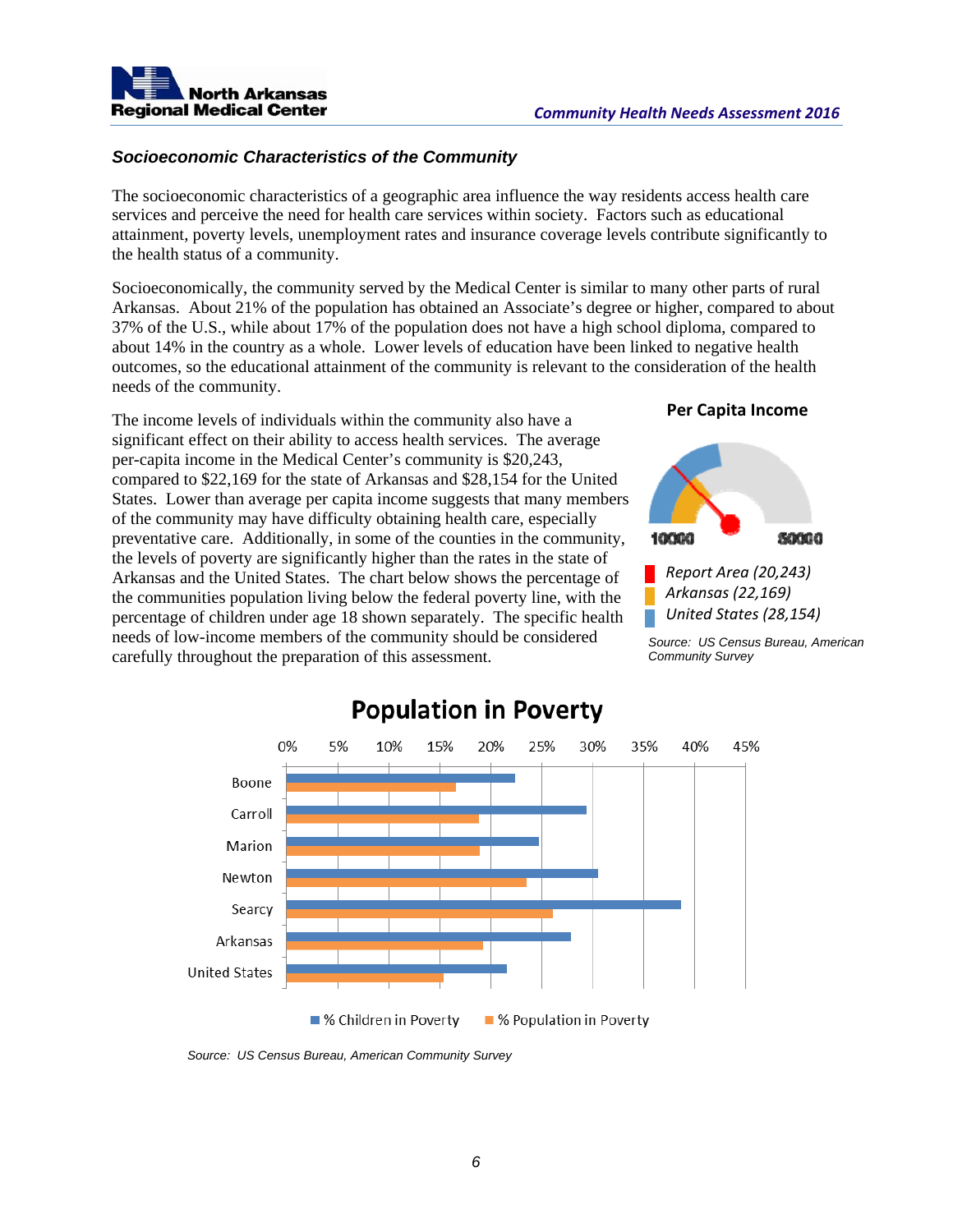### *Socioeconomic Characteristics of the Community*

The socioeconomic characteristics of a geographic area influence the way residents access health care services and perceive the need for health care services within society. Factors such as educational attainment, poverty levels, unemployment rates and insurance coverage levels contribute significantly to the health status of a community.

Socioeconomically, the community served by the Medical Center is similar to many other parts of rural Arkansas. About 21% of the population has obtained an Associate's degree or higher, compared to about 37% of the U.S., while about 17% of the population does not have a high school diploma, compared to about 14% in the country as a whole. Lower levels of education have been linked to negative health outcomes, so the educational attainment of the community is relevant to the consideration of the health needs of the community.

The income levels of individuals within the community also have a significant effect on their ability to access health services. The average per-capita income in the Medical Center's community is $20,243, compared to $22,169 for the state of Arkansas and $28,154 for the United States. Lower than average per capita income suggests that many members of the community may have difficulty obtaining health care, especially preventative care. Additionally, in some of the counties in the community, the levels of poverty are significantly higher than the rates in the state of Arkansas and the United States. The chart below shows the percentage of the communities population living below the federal poverty line, with the percentage of children under age 18 shown separately. The specific health needs of low-income members of the community should be considered carefully throughout the preparation of this assessment.

**Per Capita Income**

10000 — 50000

- *Report Area (20,243)*
- *Arkansas (22,169)*
- *United States (28,154)*

*Source: US Census Bureau, American Community Survey*

**Population in Poverty**

| | % Children in Poverty | % Population in Poverty |
|---|---|---|
| Boone | ~22.5% | ~16.5% |
| Carroll | ~29.5% | ~19% |
| Marion | ~25% | ~19% |
| Newton | ~30.5% | ~23.5% |
| Searcy | ~38.5% | ~26% |
| Arkansas | ~28% | ~19.5% |
| United States | ~21.5% | ~15.5% |

*Source: US Census Bureau, American Community Survey*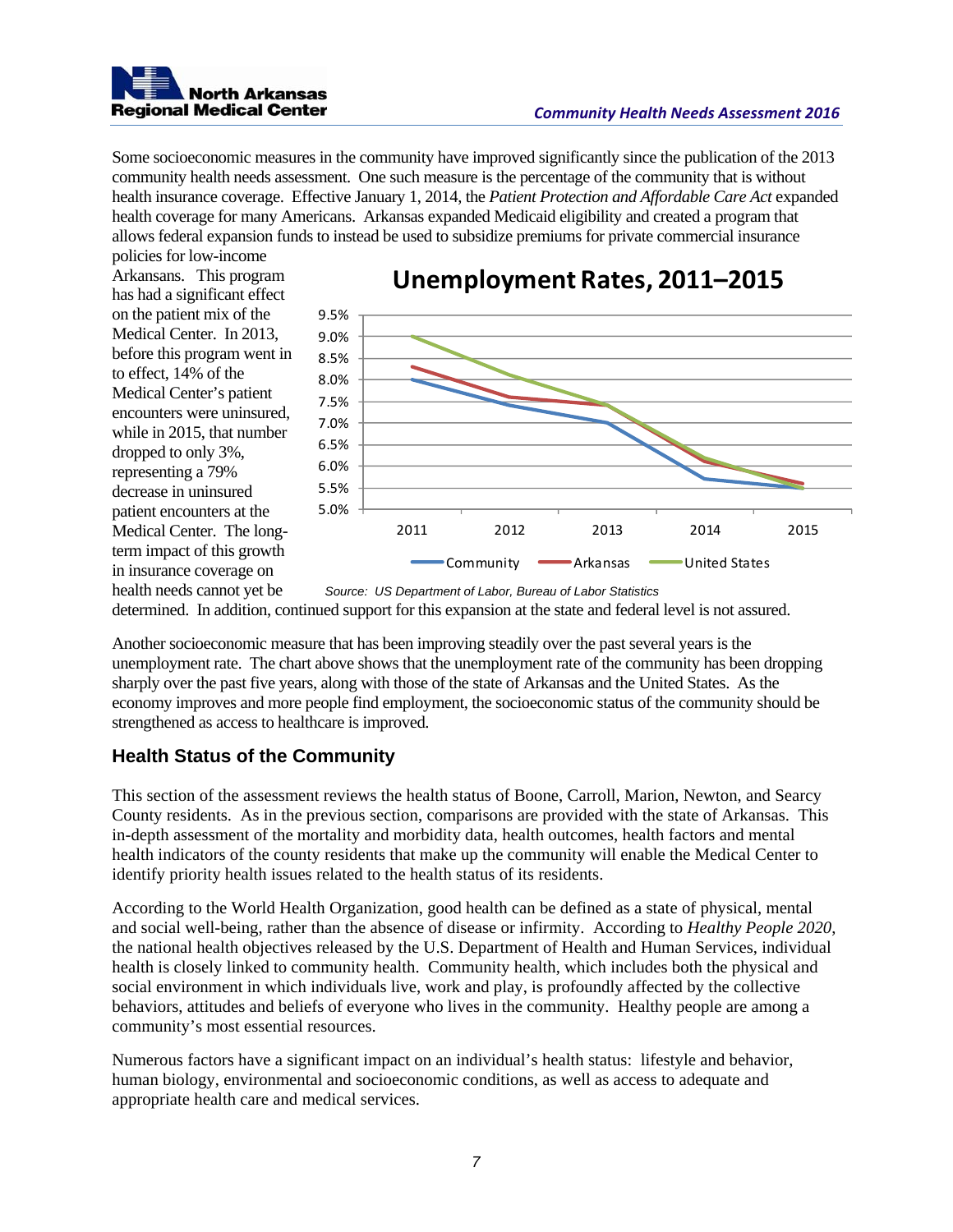Some socioeconomic measures in the community have improved significantly since the publication of the 2013 community health needs assessment. One such measure is the percentage of the community that is without health insurance coverage. Effective January 1, 2014, the *Patient Protection and Affordable Care Act* expanded health coverage for many Americans. Arkansas expanded Medicaid eligibility and created a program that allows federal expansion funds to instead be used to subsidize premiums for private commercial insurance policies for low-income Arkansans. This program has had a significant effect on the patient mix of the Medical Center. In 2013, before this program went in to effect, 14% of the Medical Center's patient encounters were uninsured, while in 2015, that number dropped to only 3%, representing a 79% decrease in uninsured patient encounters at the Medical Center. The long-term impact of this growth in insurance coverage on health needs cannot yet be determined. In addition, continued support for this expansion at the state and federal level is not assured.

**Unemployment Rates, 2011–2015**

Source: US Department of Labor, Bureau of Labor Statistics

Another socioeconomic measure that has been improving steadily over the past several years is the unemployment rate. The chart above shows that the unemployment rate of the community has been dropping sharply over the past five years, along with those of the state of Arkansas and the United States. As the economy improves and more people find employment, the socioeconomic status of the community should be strengthened as access to healthcare is improved.

## Health Status of the Community

This section of the assessment reviews the health status of Boone, Carroll, Marion, Newton, and Searcy County residents. As in the previous section, comparisons are provided with the state of Arkansas. This in-depth assessment of the mortality and morbidity data, health outcomes, health factors and mental health indicators of the county residents that make up the community will enable the Medical Center to identify priority health issues related to the health status of its residents.

According to the World Health Organization, good health can be defined as a state of physical, mental and social well-being, rather than the absence of disease or infirmity. According to *Healthy People 2020*, the national health objectives released by the U.S. Department of Health and Human Services, individual health is closely linked to community health. Community health, which includes both the physical and social environment in which individuals live, work and play, is profoundly affected by the collective behaviors, attitudes and beliefs of everyone who lives in the community. Healthy people are among a community's most essential resources.

Numerous factors have a significant impact on an individual's health status: lifestyle and behavior, human biology, environmental and socioeconomic conditions, as well as access to adequate and appropriate health care and medical services.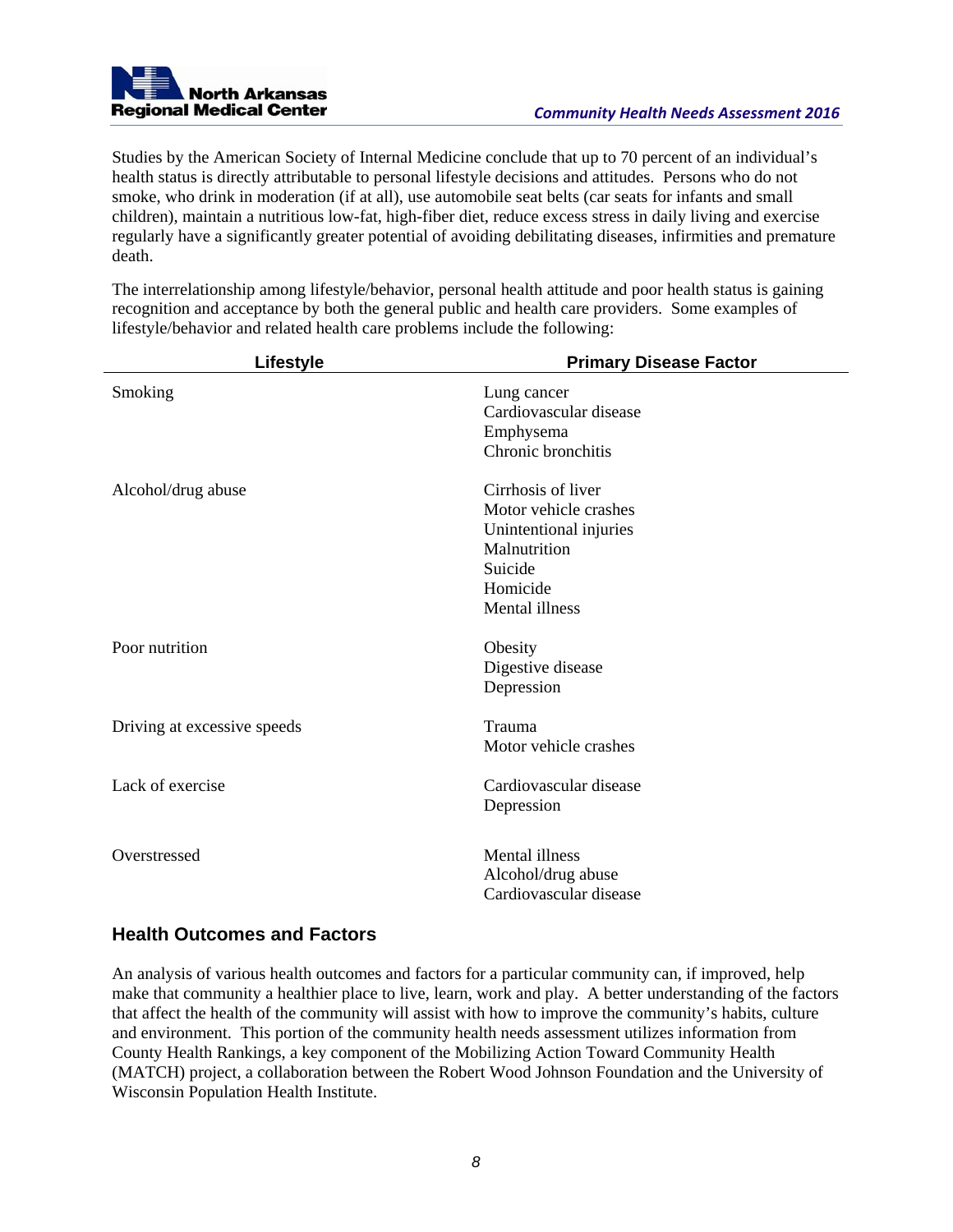Studies by the American Society of Internal Medicine conclude that up to 70 percent of an individual's health status is directly attributable to personal lifestyle decisions and attitudes. Persons who do not smoke, who drink in moderation (if at all), use automobile seat belts (car seats for infants and small children), maintain a nutritious low-fat, high-fiber diet, reduce excess stress in daily living and exercise regularly have a significantly greater potential of avoiding debilitating diseases, infirmities and premature death.

The interrelationship among lifestyle/behavior, personal health attitude and poor health status is gaining recognition and acceptance by both the general public and health care providers. Some examples of lifestyle/behavior and related health care problems include the following:

| Lifestyle | Primary Disease Factor |
|---|---|
| Smoking | Lung cancer<br>Cardiovascular disease<br>Emphysema<br>Chronic bronchitis |
| Alcohol/drug abuse | Cirrhosis of liver<br>Motor vehicle crashes<br>Unintentional injuries<br>Malnutrition<br>Suicide<br>Homicide<br>Mental illness |
| Poor nutrition | Obesity<br>Digestive disease<br>Depression |
| Driving at excessive speeds | Trauma<br>Motor vehicle crashes |
| Lack of exercise | Cardiovascular disease<br>Depression |
| Overstressed | Mental illness<br>Alcohol/drug abuse<br>Cardiovascular disease |

## Health Outcomes and Factors

An analysis of various health outcomes and factors for a particular community can, if improved, help make that community a healthier place to live, learn, work and play. A better understanding of the factors that affect the health of the community will assist with how to improve the community's habits, culture and environment. This portion of the community health needs assessment utilizes information from County Health Rankings, a key component of the Mobilizing Action Toward Community Health (MATCH) project, a collaboration between the Robert Wood Johnson Foundation and the University of Wisconsin Population Health Institute.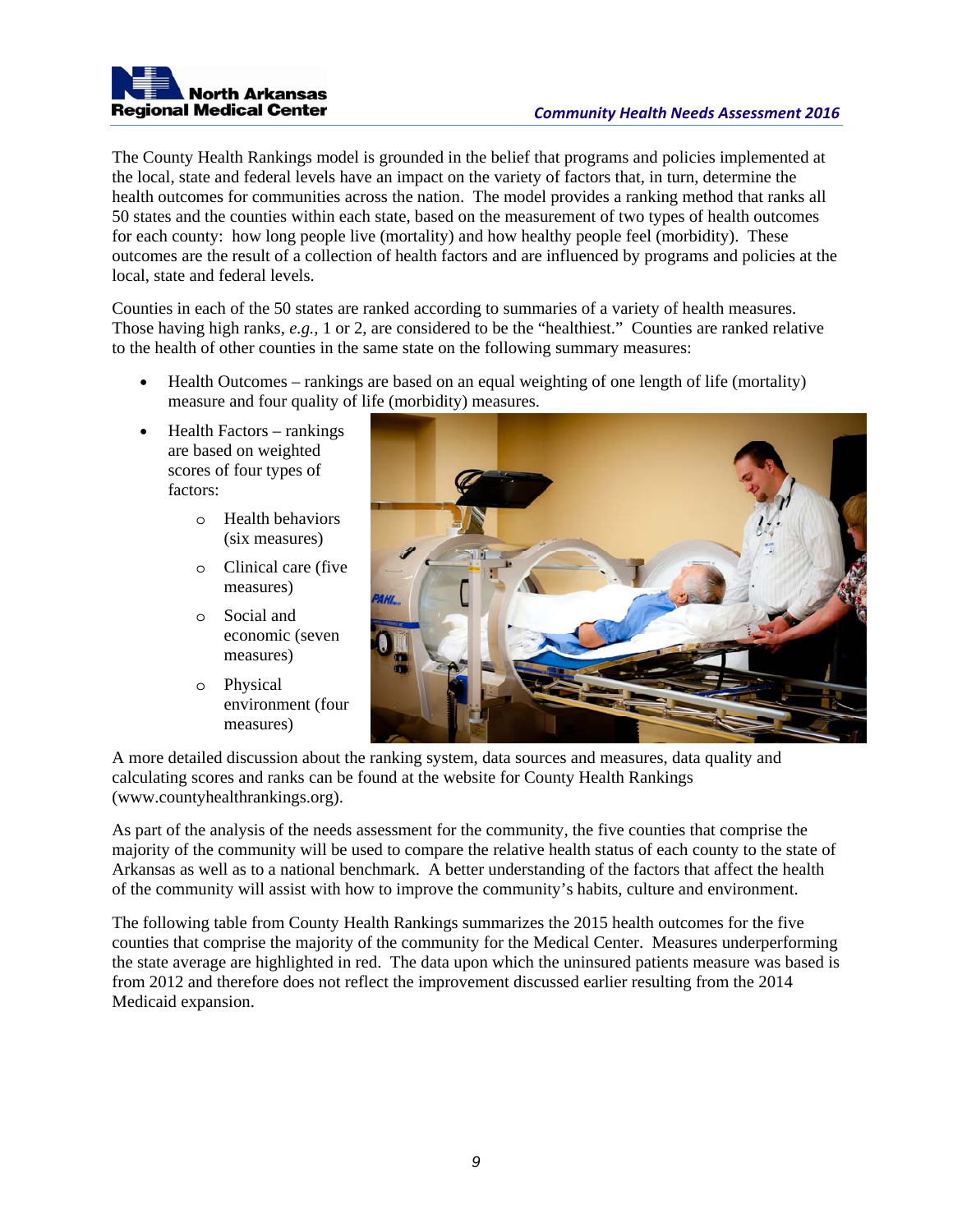The County Health Rankings model is grounded in the belief that programs and policies implemented at the local, state and federal levels have an impact on the variety of factors that, in turn, determine the health outcomes for communities across the nation. The model provides a ranking method that ranks all 50 states and the counties within each state, based on the measurement of two types of health outcomes for each county: how long people live (mortality) and how healthy people feel (morbidity). These outcomes are the result of a collection of health factors and are influenced by programs and policies at the local, state and federal levels.

Counties in each of the 50 states are ranked according to summaries of a variety of health measures. Those having high ranks, *e.g.*, 1 or 2, are considered to be the "healthiest." Counties are ranked relative to the health of other counties in the same state on the following summary measures:

- Health Outcomes – rankings are based on an equal weighting of one length of life (mortality) measure and four quality of life (morbidity) measures.
- Health Factors – rankings are based on weighted scores of four types of factors:
  - Health behaviors (six measures)
  - Clinical care (five measures)
  - Social and economic (seven measures)
  - Physical environment (four measures)

A more detailed discussion about the ranking system, data sources and measures, data quality and calculating scores and ranks can be found at the website for County Health Rankings (www.countyhealthrankings.org).

As part of the analysis of the needs assessment for the community, the five counties that comprise the majority of the community will be used to compare the relative health status of each county to the state of Arkansas as well as to a national benchmark. A better understanding of the factors that affect the health of the community will assist with how to improve the community's habits, culture and environment.

The following table from County Health Rankings summarizes the 2015 health outcomes for the five counties that comprise the majority of the community for the Medical Center. Measures underperforming the state average are highlighted in red. The data upon which the uninsured patients measure was based is from 2012 and therefore does not reflect the improvement discussed earlier resulting from the 2014 Medicaid expansion.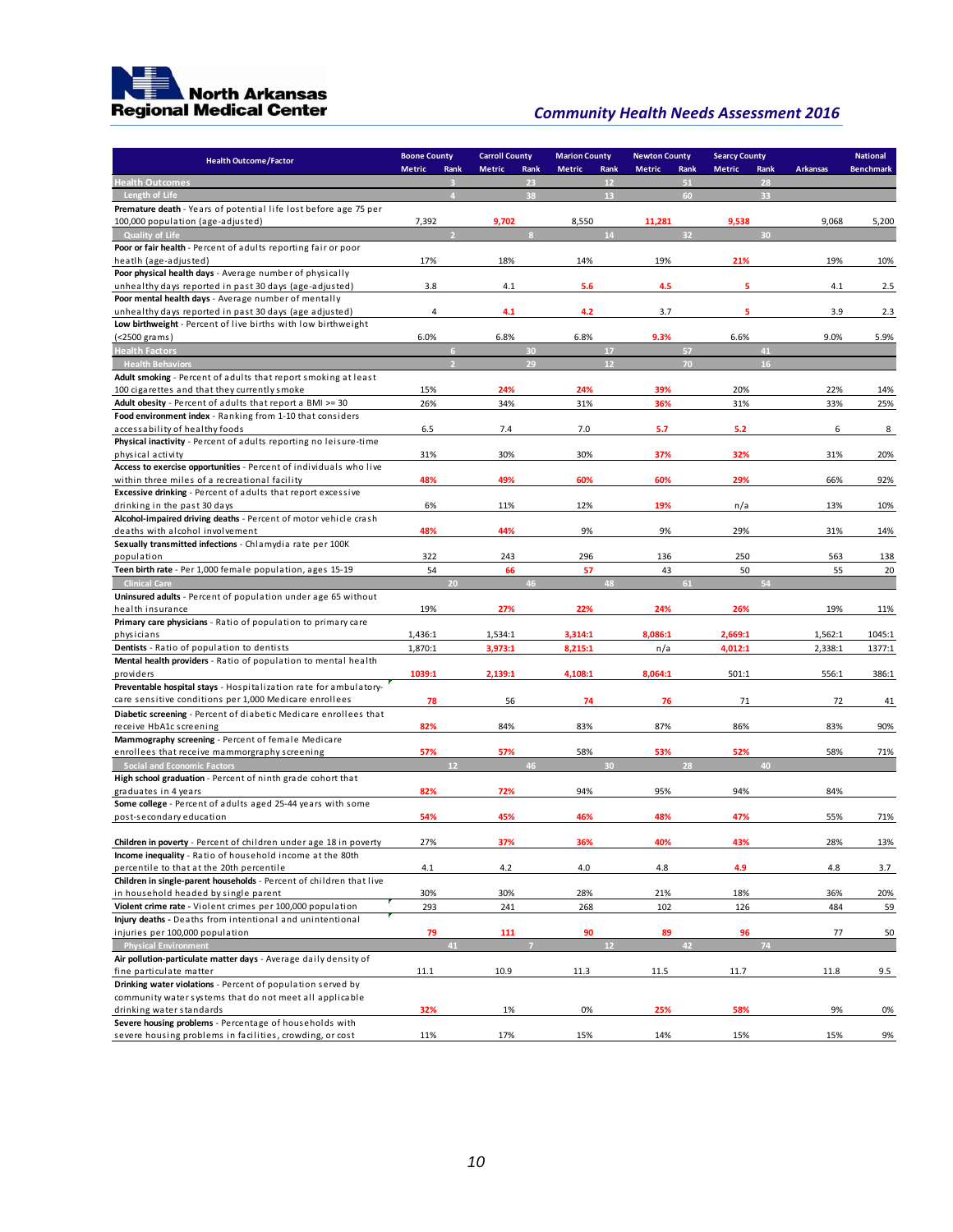**North Arkansas Regional Medical Center**

*Community Health Needs Assessment 2016*

| Health Outcome/Factor | Boone County Metric | Boone County Rank | Carroll County Metric | Carroll County Rank | Marion County Metric | Marion County Rank | Newton County Metric | Newton County Rank | Searcy County Metric | Searcy County Rank | Arkansas | National Benchmark |
|---|---|---|---|---|---|---|---|---|---|---|---|---|
| **Health Outcomes** | | 3 | | 23 | | 12 | | 51 | | 28 | | |
| Length of Life | | 4 | | 38 | | 13 | | 60 | | 33 | | |
| **Premature death** - Years of potential life lost before age 75 per 100,000 population (age-adjusted) | 7,392 | | 9,702 | | 8,550 | | 11,281 | | 9,538 | | 9,068 | 5,200 |
| Quality of Life | | 2 | | 8 | | 14 | | 32 | | 30 | | |
| **Poor or fair health** - Percent of adults reporting fair or poor heatlh (age-adjusted) | 17% | | 18% | | 14% | | 19% | | 21% | | 19% | 10% |
| **Poor physical health days** - Average number of physically unhealthy days reported in past 30 days (age-adjusted) | 3.8 | | 4.1 | | 5.6 | | 4.5 | | 5 | | 4.1 | 2.5 |
| **Poor mental health days** - Average number of mentally unhealthy days reported in past 30 days (age adjusted) | 4 | | 4.1 | | 4.2 | | 3.7 | | 5 | | 3.9 | 2.3 |
| **Low birthweight** - Percent of live births with low birthweight (<2500 grams) | 6.0% | | 6.8% | | 6.8% | | 9.3% | | 6.6% | | 9.0% | 5.9% |
| **Health Factors** | | 6 | | 30 | | 17 | | 57 | | 41 | | |
| Health Behaviors | | 2 | | 29 | | 12 | | 70 | | 16 | | |
| **Adult smoking** - Percent of adults that report smoking at least 100 cigarettes and that they currently smoke | 15% | | 24% | | 24% | | 39% | | 20% | | 22% | 14% |
| **Adult obesity** - Percent of adults that report a BMI >= 30 | 26% | | 34% | | 31% | | 36% | | 31% | | 33% | 25% |
| **Food environment index** - Ranking from 1-10 that considers accessability of healthy foods | 6.5 | | 7.4 | | 7.0 | | 5.7 | | 5.2 | | 6 | 8 |
| **Physical inactivity** - Percent of adults reporting no leisure-time physical activity | 31% | | 30% | | 30% | | 37% | | 32% | | 31% | 20% |
| **Access to exercise opportunities** - Percent of individuals who live within three miles of a recreational facility | 48% | | 49% | | 60% | | 60% | | 29% | | 66% | 92% |
| **Excessive drinking** - Percent of adults that report excessive drinking in the past 30 days | 6% | | 11% | | 12% | | 19% | | n/a | | 13% | 10% |
| **Alcohol-impaired driving deaths** - Percent of motor vehicle crash deaths with alcohol involvement | 48% | | 44% | | 9% | | 9% | | 29% | | 31% | 14% |
| **Sexually transmitted infections** - Chlamydia rate per 100K population | 322 | | 243 | | 296 | | 136 | | 250 | | 563 | 138 |
| **Teen birth rate** - Per 1,000 female population, ages 15-19 | 54 | | 66 | | 57 | | 43 | | 50 | | 55 | 20 |
| Clinical Care | | 20 | | 46 | | 48 | | 61 | | 54 | | |
| **Uninsured adults** - Percent of population under age 65 without health insurance | 19% | | 27% | | 22% | | 24% | | 26% | | 19% | 11% |
| **Primary care physicians** - Ratio of population to primary care physicians | 1,436:1 | | 1,534:1 | | 3,314:1 | | 8,086:1 | | 2,669:1 | | 1,562:1 | 1045:1 |
| **Dentists** - Ratio of population to dentists | 1,870:1 | | 3,973:1 | | 8,215:1 | | n/a | | 4,012:1 | | 2,338:1 | 1377:1 |
| **Mental health providers** - Ratio of population to mental health providers | 1039:1 | | 2,139:1 | | 4,108:1 | | 8,064:1 | | 501:1 | | 556:1 | 386:1 |
| **Preventable hospital stays** - Hospitalization rate for ambulatory-care sensitive conditions per 1,000 Medicare enrollees | 78 | | 56 | | 74 | | 76 | | 71 | | 72 | 41 |
| **Diabetic screening** - Percent of diabetic Medicare enrollees that receive HbA1c screening | 82% | | 84% | | 83% | | 87% | | 86% | | 83% | 90% |
| **Mammography screening** - Percent of female Medicare enrollees that receive mammography screening | 57% | | 57% | | 58% | | 53% | | 52% | | 58% | 71% |
| Social and Economic Factors | | 12 | | 46 | | 30 | | 28 | | 40 | | |
| **High school graduation** - Percent of ninth grade cohort that graduates in 4 years | 82% | | 72% | | 94% | | 95% | | 94% | | 84% | |
| **Some college** - Percent of adults aged 25-44 years with some post-secondary education | 54% | | 45% | | 46% | | 48% | | 47% | | 55% | 71% |
| **Children in poverty** - Percent of children under age 18 in poverty | 27% | | 37% | | 36% | | 40% | | 43% | | 28% | 13% |
| **Income inequality** - Ratio of household income at the 80th percentile to that at the 20th percentile | 4.1 | | 4.2 | | 4.0 | | 4.8 | | 4.9 | | 4.8 | 3.7 |
| **Children in single-parent households** - Percent of children that live in household headed by single parent | 30% | | 30% | | 28% | | 21% | | 18% | | 36% | 20% |
| **Violent crime rate** - Violent crimes per 100,000 population | 293 | | 241 | | 268 | | 102 | | 126 | | 484 | 59 |
| **Injury deaths** - Deaths from intentional and unintentional injuries per 100,000 population | 79 | | 111 | | 90 | | 89 | | 96 | | 77 | 50 |
| Physical Environment | | 41 | | 7 | | 12 | | 42 | | 74 | | |
| **Air pollution-particulate matter days** - Average daily density of fine particulate matter | 11.1 | | 10.9 | | 11.3 | | 11.5 | | 11.7 | | 11.8 | 9.5 |
| **Drinking water violations** - Percent of population served by community water systems that do not meet all applicable drinking water standards | 32% | | 1% | | 0% | | 25% | | 58% | | 9% | 0% |
| **Severe housing problems** - Percentage of households with severe housing problems in facilities, crowding, or cost | 11% | | 17% | | 15% | | 14% | | 15% | | 15% | 9% |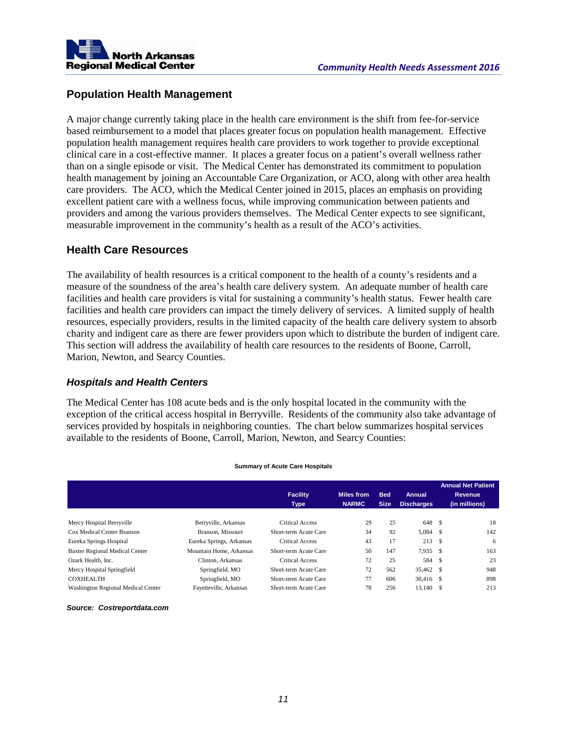## Population Health Management

A major change currently taking place in the health care environment is the shift from fee-for-service based reimbursement to a model that places greater focus on population health management. Effective population health management requires health care providers to work together to provide exceptional clinical care in a cost-effective manner. It places a greater focus on a patient's overall wellness rather than on a single episode or visit. The Medical Center has demonstrated its commitment to population health management by joining an Accountable Care Organization, or ACO, along with other area health care providers. The ACO, which the Medical Center joined in 2015, places an emphasis on providing excellent patient care with a wellness focus, while improving communication between patients and providers and among the various providers themselves. The Medical Center expects to see significant, measurable improvement in the community's health as a result of the ACO's activities.

## Health Care Resources

The availability of health resources is a critical component to the health of a county's residents and a measure of the soundness of the area's health care delivery system. An adequate number of health care facilities and health care providers is vital for sustaining a community's health status. Fewer health care facilities and health care providers can impact the timely delivery of services. A limited supply of health resources, especially providers, results in the limited capacity of the health care delivery system to absorb charity and indigent care as there are fewer providers upon which to distribute the burden of indigent care. This section will address the availability of health care resources to the residents of Boone, Carroll, Marion, Newton, and Searcy Counties.

### *Hospitals and Health Centers*

The Medical Center has 108 acute beds and is the only hospital located in the community with the exception of the critical access hospital in Berryville. Residents of the community also take advantage of services provided by hospitals in neighboring counties. The chart below summarizes hospital services available to the residents of Boone, Carroll, Marion, Newton, and Searcy Counties:

**Summary of Acute Care Hospitals**

| | | Facility Type | Miles from NARMC | Bed Size | Annual Discharges | Annual Net Patient Revenue (in millions) |
|---|---|---|---|---|---|---|
| Mercy Hospital Berryville | Berryville, Arkansas | Critical Access | 29 | 25 | 648 | $ 18 |
| Cox Medical Center Branson | Branson, Missouri | Short-term Acute Care | 34 | 92 | 5,084 | $ 142 |
| Eureka Springs Hospital | Eureka Springs, Arkansas | Critical Access | 43 | 17 | 213 | $ 6 |
| Baxter Regional Medical Center | Mountain Home, Arkansas | Short-term Acute Care | 50 | 147 | 7,935 | $ 163 |
| Ozark Health, Inc. | Clinton, Arkansas | Critical Access | 72 | 25 | 584 | $ 23 |
| Mercy Hospital Springfield | Springfield, MO | Short-term Acute Care | 72 | 562 | 35,462 | $ 948 |
| COXHEALTH | Springfield, MO | Short-term Acute Care | 77 | 606 | 30,416 | $ 898 |
| Washington Regional Medical Center | Fayetteville, Arkansas | Short-term Acute Care | 78 | 256 | 13,140 | $ 213 |

***Source: Costreportdata.com***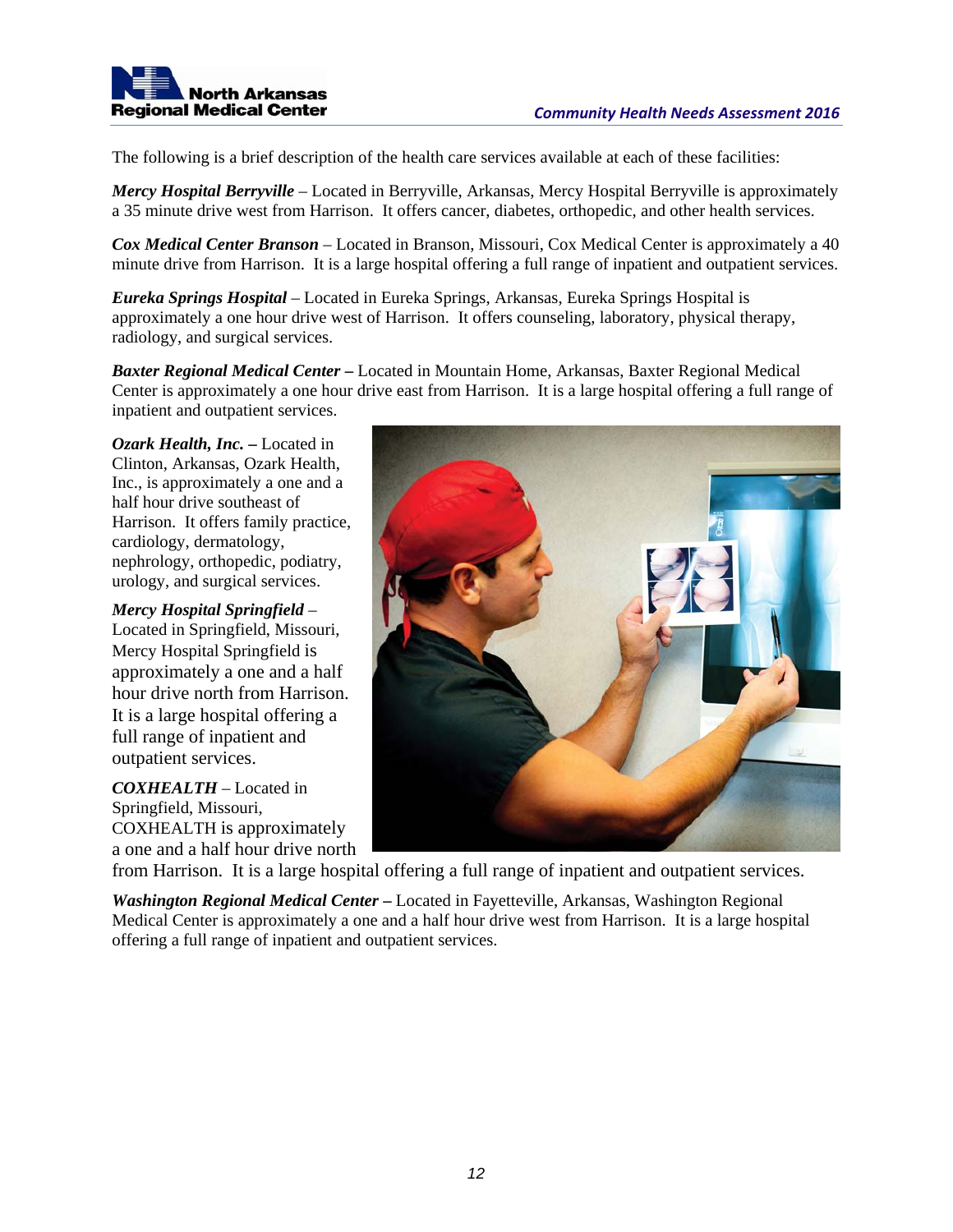The following is a brief description of the health care services available at each of these facilities:

***Mercy Hospital Berryville*** – Located in Berryville, Arkansas, Mercy Hospital Berryville is approximately a 35 minute drive west from Harrison. It offers cancer, diabetes, orthopedic, and other health services.

***Cox Medical Center Branson*** – Located in Branson, Missouri, Cox Medical Center is approximately a 40 minute drive from Harrison. It is a large hospital offering a full range of inpatient and outpatient services.

***Eureka Springs Hospital*** – Located in Eureka Springs, Arkansas, Eureka Springs Hospital is approximately a one hour drive west of Harrison. It offers counseling, laboratory, physical therapy, radiology, and surgical services.

***Baxter Regional Medical Center*** – Located in Mountain Home, Arkansas, Baxter Regional Medical Center is approximately a one hour drive east from Harrison. It is a large hospital offering a full range of inpatient and outpatient services.

***Ozark Health, Inc.*** – Located in Clinton, Arkansas, Ozark Health, Inc., is approximately a one and a half hour drive southeast of Harrison. It offers family practice, cardiology, dermatology, nephrology, orthopedic, podiatry, urology, and surgical services.

***Mercy Hospital Springfield*** – Located in Springfield, Missouri, Mercy Hospital Springfield is approximately a one and a half hour drive north from Harrison. It is a large hospital offering a full range of inpatient and outpatient services.

***COXHEALTH*** – Located in Springfield, Missouri, COXHEALTH is approximately a one and a half hour drive north from Harrison. It is a large hospital offering a full range of inpatient and outpatient services.

***Washington Regional Medical Center*** – Located in Fayetteville, Arkansas, Washington Regional Medical Center is approximately a one and a half hour drive west from Harrison. It is a large hospital offering a full range of inpatient and outpatient services.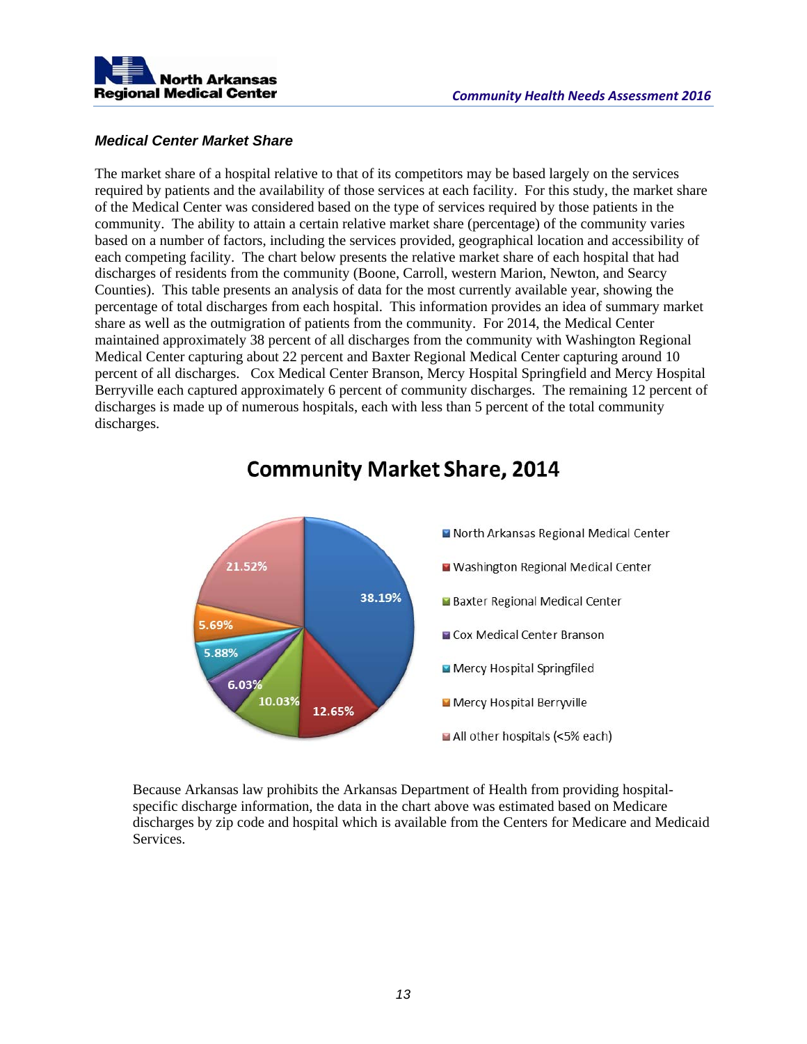### *Medical Center Market Share*

The market share of a hospital relative to that of its competitors may be based largely on the services required by patients and the availability of those services at each facility. For this study, the market share of the Medical Center was considered based on the type of services required by those patients in the community. The ability to attain a certain relative market share (percentage) of the community varies based on a number of factors, including the services provided, geographical location and accessibility of each competing facility. The chart below presents the relative market share of each hospital that had discharges of residents from the community (Boone, Carroll, western Marion, Newton, and Searcy Counties). This table presents an analysis of data for the most currently available year, showing the percentage of total discharges from each hospital. This information provides an idea of summary market share as well as the outmigration of patients from the community. For 2014, the Medical Center maintained approximately 38 percent of all discharges from the community with Washington Regional Medical Center capturing about 22 percent and Baxter Regional Medical Center capturing around 10 percent of all discharges. Cox Medical Center Branson, Mercy Hospital Springfield and Mercy Hospital Berryville each captured approximately 6 percent of community discharges. The remaining 12 percent of discharges is made up of numerous hospitals, each with less than 5 percent of the total community discharges.

**Community Market Share, 2014**

| Hospital | Share |
|---|---|
| North Arkansas Regional Medical Center | 38.19% |
| Washington Regional Medical Center | 12.65% |
| Baxter Regional Medical Center | 10.03% |
| Cox Medical Center Branson | 6.03% |
| Mercy Hospital Springfiled | 5.88% |
| Mercy Hospital Berryville | 5.69% |
| All other hospitals (<5% each) | 21.52% |

Because Arkansas law prohibits the Arkansas Department of Health from providing hospital-specific discharge information, the data in the chart above was estimated based on Medicare discharges by zip code and hospital which is available from the Centers for Medicare and Medicaid Services.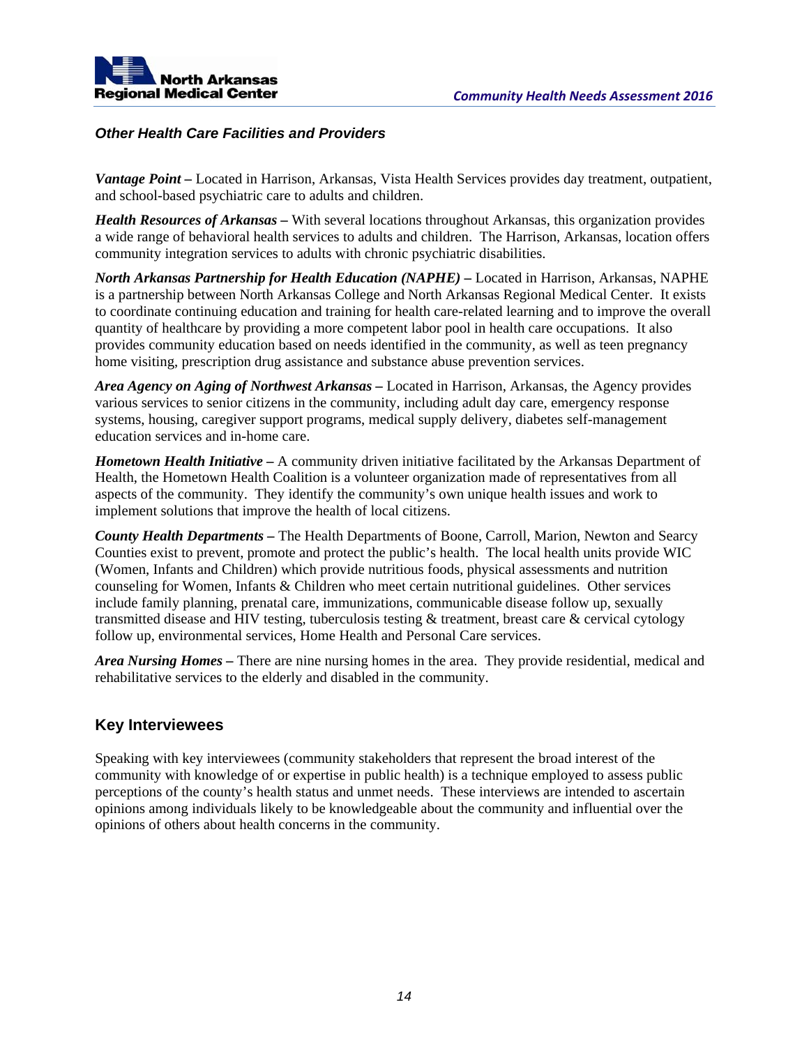### *Other Health Care Facilities and Providers*

***Vantage Point –*** Located in Harrison, Arkansas, Vista Health Services provides day treatment, outpatient, and school-based psychiatric care to adults and children.

***Health Resources of Arkansas –*** With several locations throughout Arkansas, this organization provides a wide range of behavioral health services to adults and children. The Harrison, Arkansas, location offers community integration services to adults with chronic psychiatric disabilities.

***North Arkansas Partnership for Health Education (NAPHE) –*** Located in Harrison, Arkansas, NAPHE is a partnership between North Arkansas College and North Arkansas Regional Medical Center. It exists to coordinate continuing education and training for health care-related learning and to improve the overall quantity of healthcare by providing a more competent labor pool in health care occupations. It also provides community education based on needs identified in the community, as well as teen pregnancy home visiting, prescription drug assistance and substance abuse prevention services.

***Area Agency on Aging of Northwest Arkansas –*** Located in Harrison, Arkansas, the Agency provides various services to senior citizens in the community, including adult day care, emergency response systems, housing, caregiver support programs, medical supply delivery, diabetes self-management education services and in-home care.

***Hometown Health Initiative –*** A community driven initiative facilitated by the Arkansas Department of Health, the Hometown Health Coalition is a volunteer organization made of representatives from all aspects of the community. They identify the community's own unique health issues and work to implement solutions that improve the health of local citizens.

***County Health Departments –*** The Health Departments of Boone, Carroll, Marion, Newton and Searcy Counties exist to prevent, promote and protect the public's health. The local health units provide WIC (Women, Infants and Children) which provide nutritious foods, physical assessments and nutrition counseling for Women, Infants & Children who meet certain nutritional guidelines. Other services include family planning, prenatal care, immunizations, communicable disease follow up, sexually transmitted disease and HIV testing, tuberculosis testing & treatment, breast care & cervical cytology follow up, environmental services, Home Health and Personal Care services.

***Area Nursing Homes –*** There are nine nursing homes in the area. They provide residential, medical and rehabilitative services to the elderly and disabled in the community.

## Key Interviewees

Speaking with key interviewees (community stakeholders that represent the broad interest of the community with knowledge of or expertise in public health) is a technique employed to assess public perceptions of the county's health status and unmet needs. These interviews are intended to ascertain opinions among individuals likely to be knowledgeable about the community and influential over the opinions of others about health concerns in the community.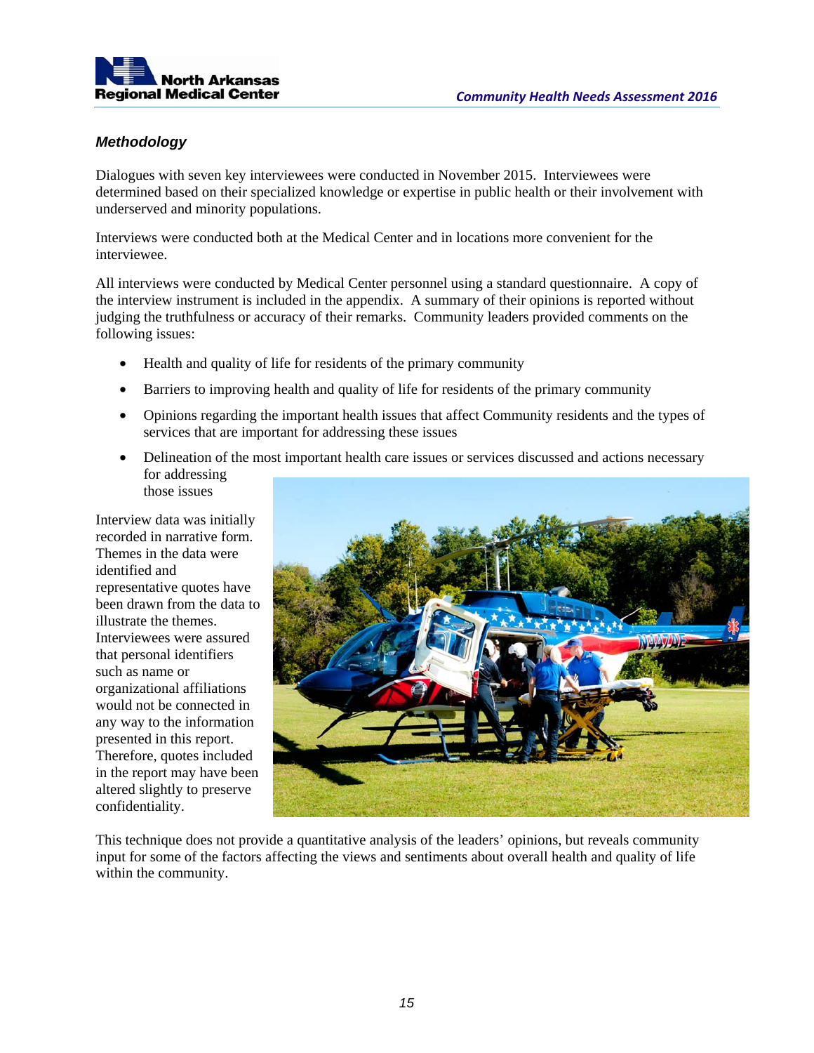### *Methodology*

Dialogues with seven key interviewees were conducted in November 2015. Interviewees were determined based on their specialized knowledge or expertise in public health or their involvement with underserved and minority populations.

Interviews were conducted both at the Medical Center and in locations more convenient for the interviewee.

All interviews were conducted by Medical Center personnel using a standard questionnaire. A copy of the interview instrument is included in the appendix. A summary of their opinions is reported without judging the truthfulness or accuracy of their remarks. Community leaders provided comments on the following issues:

- Health and quality of life for residents of the primary community
- Barriers to improving health and quality of life for residents of the primary community
- Opinions regarding the important health issues that affect Community residents and the types of services that are important for addressing these issues
- Delineation of the most important health care issues or services discussed and actions necessary for addressing those issues

Interview data was initially recorded in narrative form. Themes in the data were identified and representative quotes have been drawn from the data to illustrate the themes. Interviewees were assured that personal identifiers such as name or organizational affiliations would not be connected in any way to the information presented in this report. Therefore, quotes included in the report may have been altered slightly to preserve confidentiality.

This technique does not provide a quantitative analysis of the leaders' opinions, but reveals community input for some of the factors affecting the views and sentiments about overall health and quality of life within the community.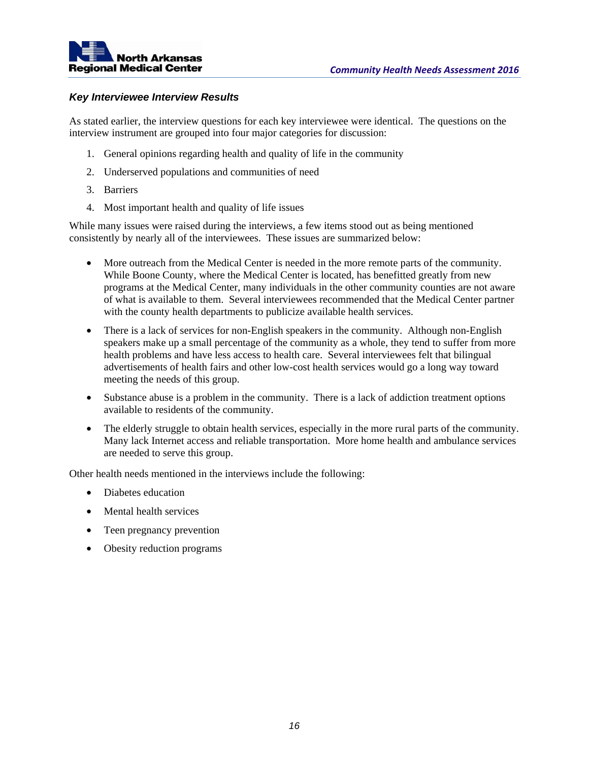### *Key Interviewee Interview Results*

As stated earlier, the interview questions for each key interviewee were identical. The questions on the interview instrument are grouped into four major categories for discussion:

1. General opinions regarding health and quality of life in the community
2. Underserved populations and communities of need
3. Barriers
4. Most important health and quality of life issues

While many issues were raised during the interviews, a few items stood out as being mentioned consistently by nearly all of the interviewees. These issues are summarized below:

- More outreach from the Medical Center is needed in the more remote parts of the community. While Boone County, where the Medical Center is located, has benefitted greatly from new programs at the Medical Center, many individuals in the other community counties are not aware of what is available to them. Several interviewees recommended that the Medical Center partner with the county health departments to publicize available health services.
- There is a lack of services for non-English speakers in the community. Although non-English speakers make up a small percentage of the community as a whole, they tend to suffer from more health problems and have less access to health care. Several interviewees felt that bilingual advertisements of health fairs and other low-cost health services would go a long way toward meeting the needs of this group.
- Substance abuse is a problem in the community. There is a lack of addiction treatment options available to residents of the community.
- The elderly struggle to obtain health services, especially in the more rural parts of the community. Many lack Internet access and reliable transportation. More home health and ambulance services are needed to serve this group.

Other health needs mentioned in the interviews include the following:

- Diabetes education
- Mental health services
- Teen pregnancy prevention
- Obesity reduction programs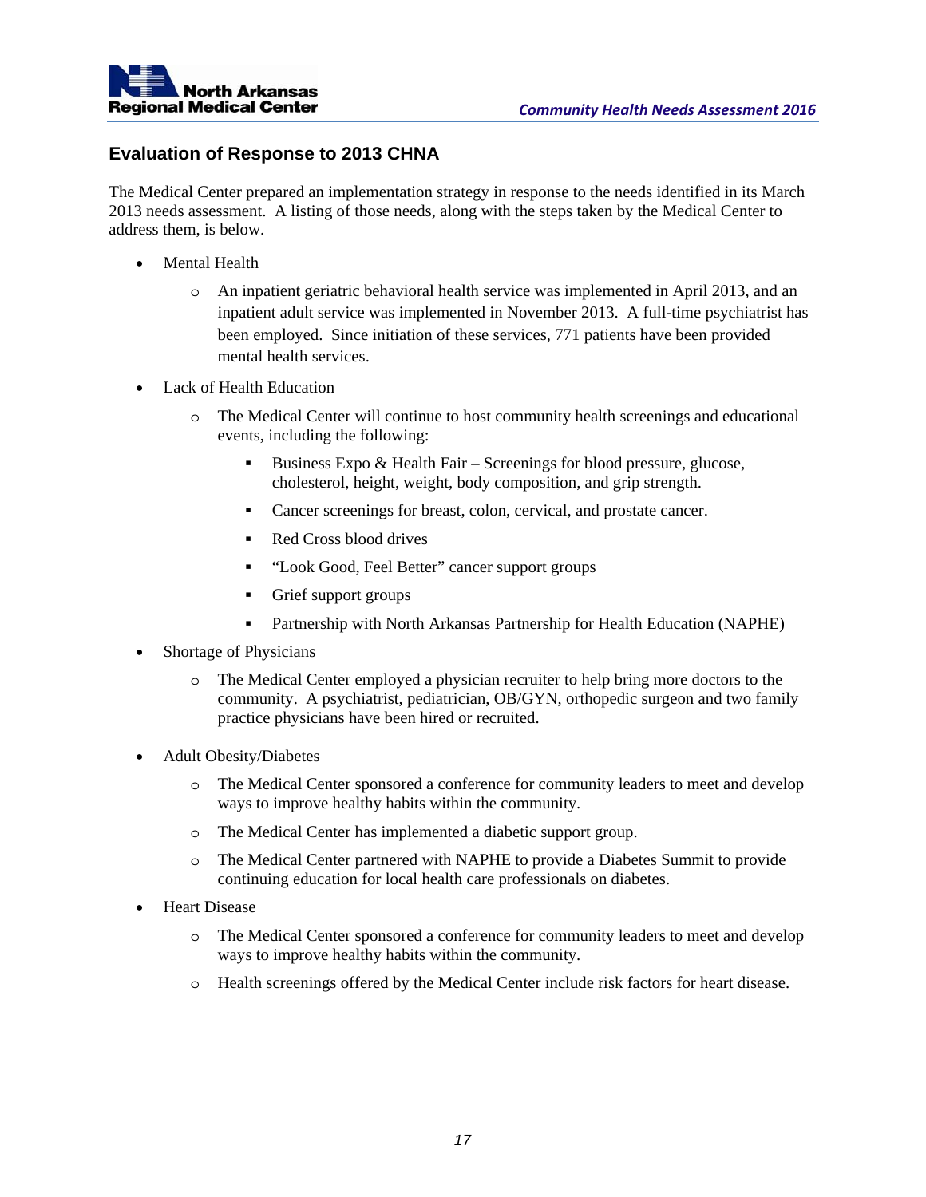## Evaluation of Response to 2013 CHNA

The Medical Center prepared an implementation strategy in response to the needs identified in its March 2013 needs assessment. A listing of those needs, along with the steps taken by the Medical Center to address them, is below.

- Mental Health
  - An inpatient geriatric behavioral health service was implemented in April 2013, and an inpatient adult service was implemented in November 2013. A full-time psychiatrist has been employed. Since initiation of these services, 771 patients have been provided mental health services.
- Lack of Health Education
  - The Medical Center will continue to host community health screenings and educational events, including the following:
    - Business Expo & Health Fair – Screenings for blood pressure, glucose, cholesterol, height, weight, body composition, and grip strength.
    - Cancer screenings for breast, colon, cervical, and prostate cancer.
    - Red Cross blood drives
    - "Look Good, Feel Better" cancer support groups
    - Grief support groups
    - Partnership with North Arkansas Partnership for Health Education (NAPHE)
- Shortage of Physicians
  - The Medical Center employed a physician recruiter to help bring more doctors to the community. A psychiatrist, pediatrician, OB/GYN, orthopedic surgeon and two family practice physicians have been hired or recruited.
- Adult Obesity/Diabetes
  - The Medical Center sponsored a conference for community leaders to meet and develop ways to improve healthy habits within the community.
  - The Medical Center has implemented a diabetic support group.
  - The Medical Center partnered with NAPHE to provide a Diabetes Summit to provide continuing education for local health care professionals on diabetes.
- Heart Disease
  - The Medical Center sponsored a conference for community leaders to meet and develop ways to improve healthy habits within the community.
  - Health screenings offered by the Medical Center include risk factors for heart disease.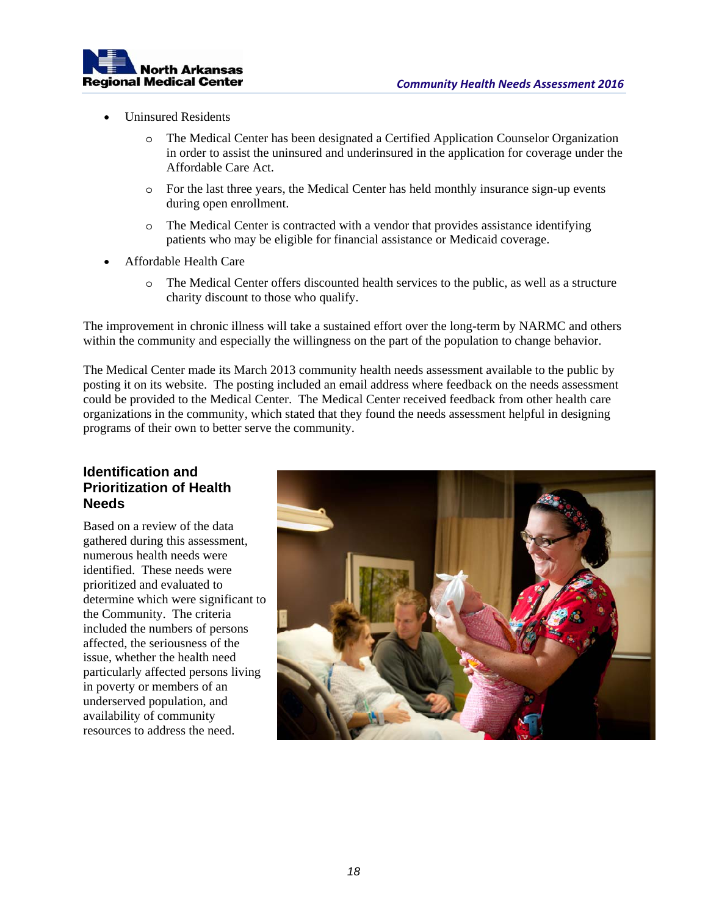- Uninsured Residents
  - The Medical Center has been designated a Certified Application Counselor Organization in order to assist the uninsured and underinsured in the application for coverage under the Affordable Care Act.
  - For the last three years, the Medical Center has held monthly insurance sign-up events during open enrollment.
  - The Medical Center is contracted with a vendor that provides assistance identifying patients who may be eligible for financial assistance or Medicaid coverage.
- Affordable Health Care
  - The Medical Center offers discounted health services to the public, as well as a structure charity discount to those who qualify.

The improvement in chronic illness will take a sustained effort over the long-term by NARMC and others within the community and especially the willingness on the part of the population to change behavior.

The Medical Center made its March 2013 community health needs assessment available to the public by posting it on its website. The posting included an email address where feedback on the needs assessment could be provided to the Medical Center. The Medical Center received feedback from other health care organizations in the community, which stated that they found the needs assessment helpful in designing programs of their own to better serve the community.

## Identification and Prioritization of Health Needs

Based on a review of the data gathered during this assessment, numerous health needs were identified. These needs were prioritized and evaluated to determine which were significant to the Community. The criteria included the numbers of persons affected, the seriousness of the issue, whether the health need particularly affected persons living in poverty or members of an underserved population, and availability of community resources to address the need.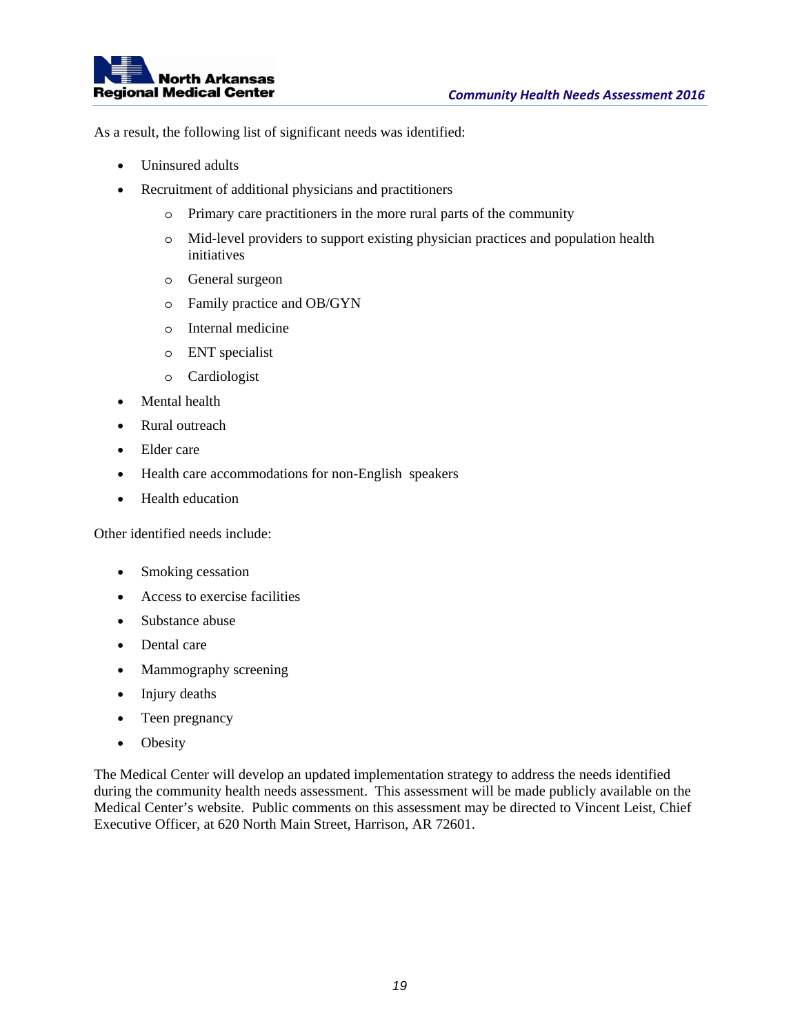As a result, the following list of significant needs was identified:

- Uninsured adults
- Recruitment of additional physicians and practitioners
    - Primary care practitioners in the more rural parts of the community
    - Mid-level providers to support existing physician practices and population health initiatives
    - General surgeon
    - Family practice and OB/GYN
    - Internal medicine
    - ENT specialist
    - Cardiologist
- Mental health
- Rural outreach
- Elder care
- Health care accommodations for non-English speakers
- Health education

Other identified needs include:

- Smoking cessation
- Access to exercise facilities
- Substance abuse
- Dental care
- Mammography screening
- Injury deaths
- Teen pregnancy
- Obesity

The Medical Center will develop an updated implementation strategy to address the needs identified during the community health needs assessment. This assessment will be made publicly available on the Medical Center's website. Public comments on this assessment may be directed to Vincent Leist, Chief Executive Officer, at 620 North Main Street, Harrison, AR 72601.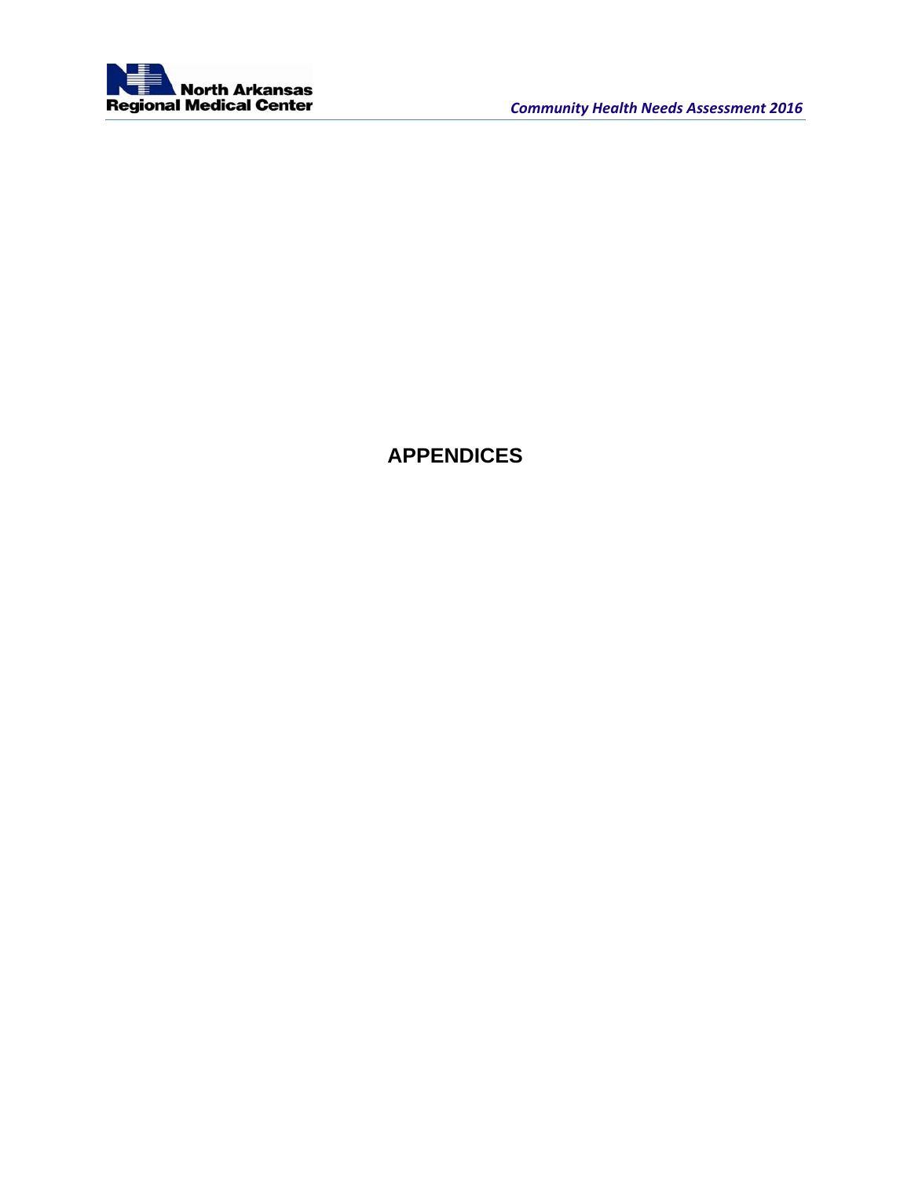# APPENDICES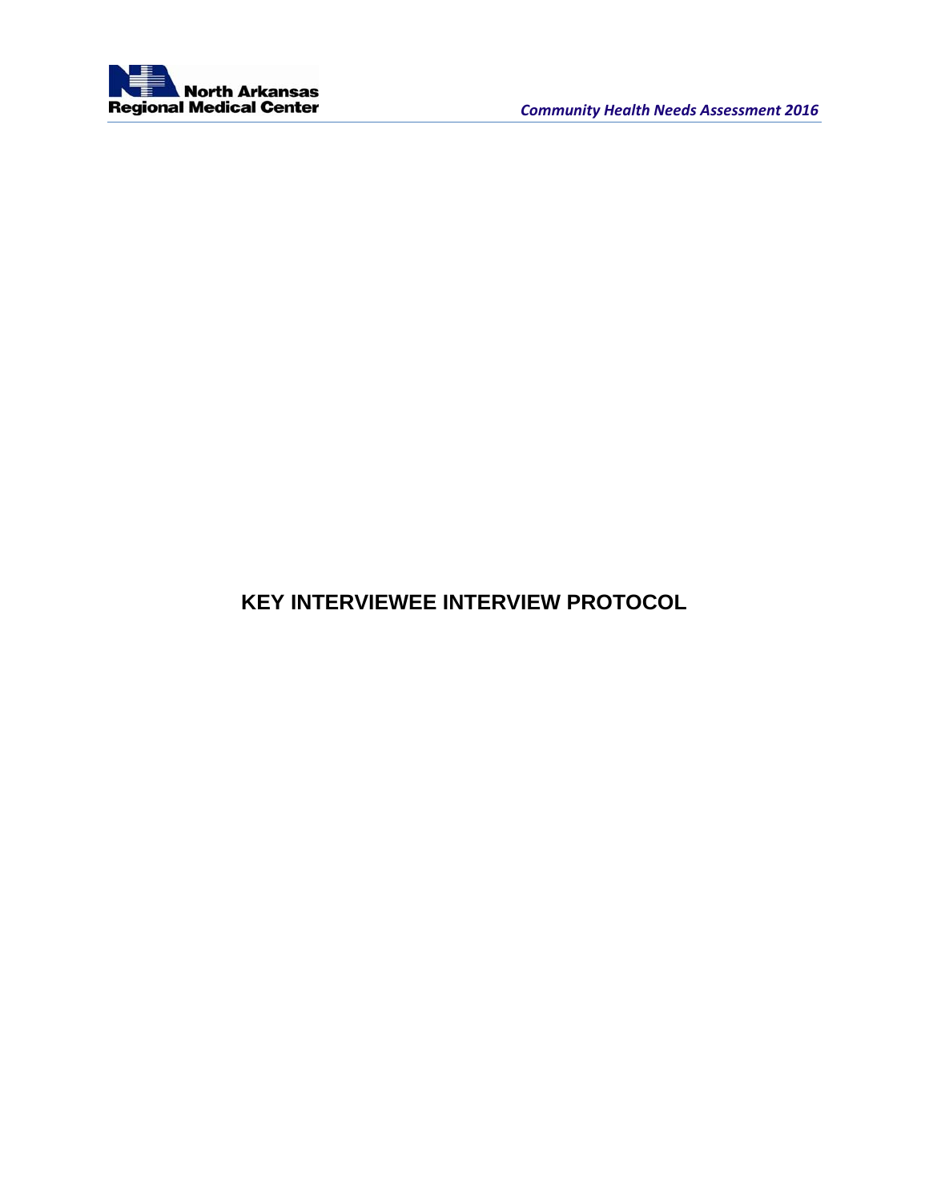# KEY INTERVIEWEE INTERVIEW PROTOCOL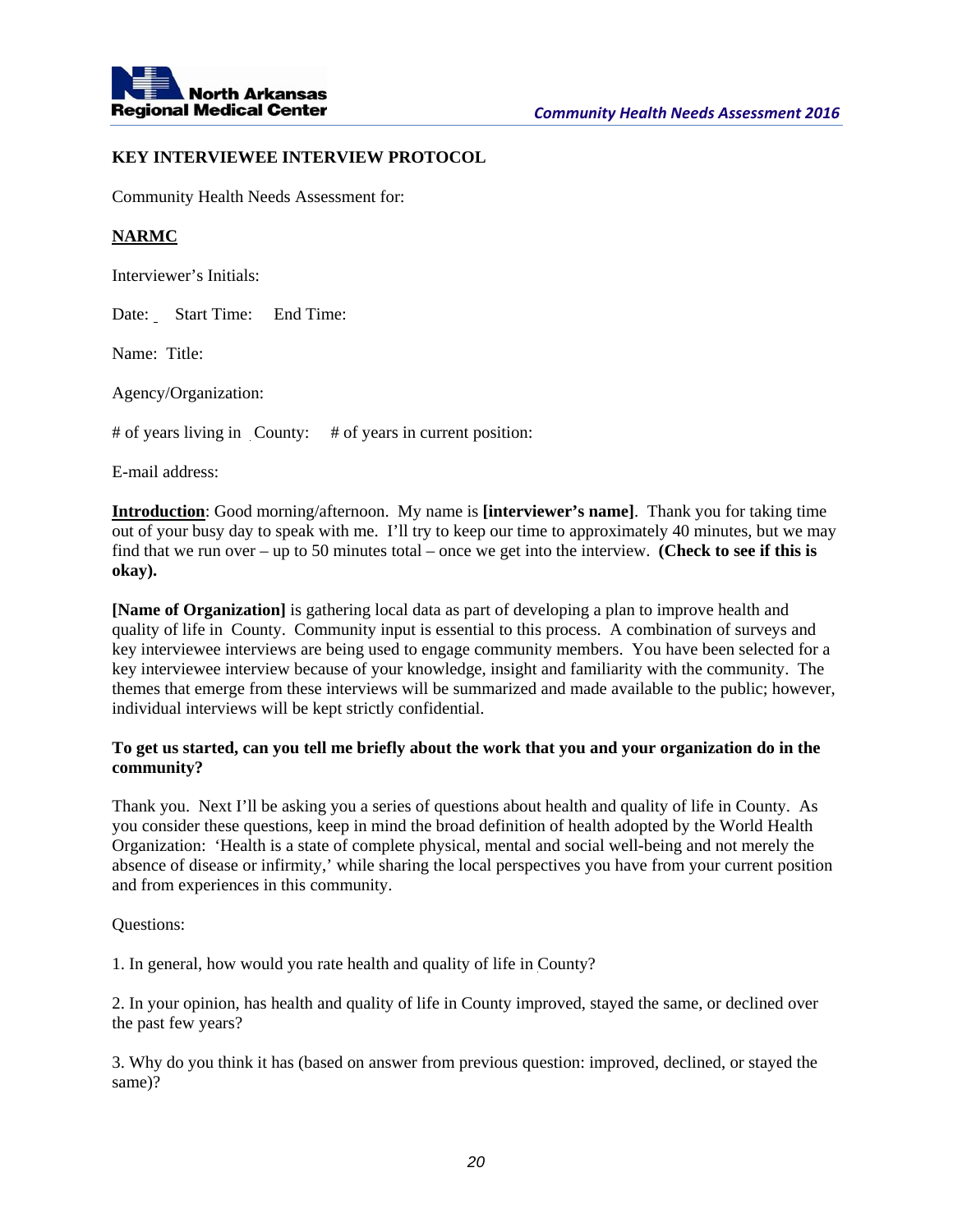**KEY INTERVIEWEE INTERVIEW PROTOCOL**

Community Health Needs Assessment for:

**NARMC**

Interviewer's Initials:

Date: Start Time: End Time:

Name: Title:

Agency/Organization:

# of years living in County: # of years in current position:

E-mail address:

**Introduction**: Good morning/afternoon. My name is **[interviewer's name]**. Thank you for taking time out of your busy day to speak with me. I'll try to keep our time to approximately 40 minutes, but we may find that we run over – up to 50 minutes total – once we get into the interview. **(Check to see if this is okay).**

**[Name of Organization]** is gathering local data as part of developing a plan to improve health and quality of life in County. Community input is essential to this process. A combination of surveys and key interviewee interviews are being used to engage community members. You have been selected for a key interviewee interview because of your knowledge, insight and familiarity with the community. The themes that emerge from these interviews will be summarized and made available to the public; however, individual interviews will be kept strictly confidential.

**To get us started, can you tell me briefly about the work that you and your organization do in the community?**

Thank you. Next I'll be asking you a series of questions about health and quality of life in County. As you consider these questions, keep in mind the broad definition of health adopted by the World Health Organization: 'Health is a state of complete physical, mental and social well-being and not merely the absence of disease or infirmity,' while sharing the local perspectives you have from your current position and from experiences in this community.

Questions:

1. In general, how would you rate health and quality of life in County?

2. In your opinion, has health and quality of life in County improved, stayed the same, or declined over the past few years?

3. Why do you think it has (based on answer from previous question: improved, declined, or stayed the same)?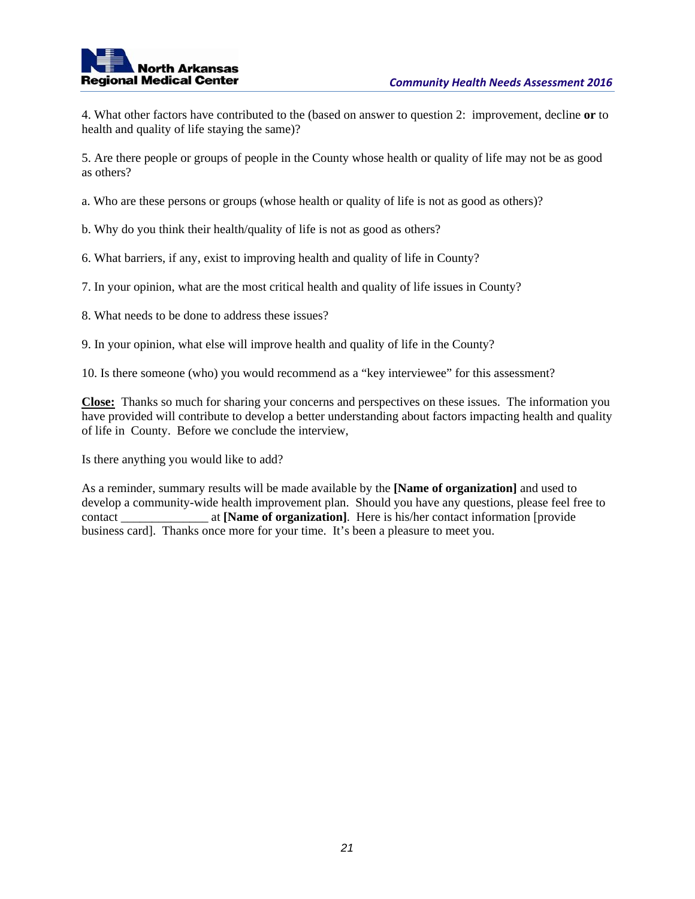4. What other factors have contributed to the (based on answer to question 2: improvement, decline **or** to health and quality of life staying the same)?

5. Are there people or groups of people in the County whose health or quality of life may not be as good as others?

a. Who are these persons or groups (whose health or quality of life is not as good as others)?

b. Why do you think their health/quality of life is not as good as others?

6. What barriers, if any, exist to improving health and quality of life in County?

7. In your opinion, what are the most critical health and quality of life issues in County?

8. What needs to be done to address these issues?

9. In your opinion, what else will improve health and quality of life in the County?

10. Is there someone (who) you would recommend as a "key interviewee" for this assessment?

**Close:** Thanks so much for sharing your concerns and perspectives on these issues. The information you have provided will contribute to develop a better understanding about factors impacting health and quality of life in County. Before we conclude the interview,

Is there anything you would like to add?

As a reminder, summary results will be made available by the **[Name of organization]** and used to develop a community-wide health improvement plan. Should you have any questions, please feel free to contact ______________ at **[Name of organization]**. Here is his/her contact information [provide business card]. Thanks once more for your time. It's been a pleasure to meet you.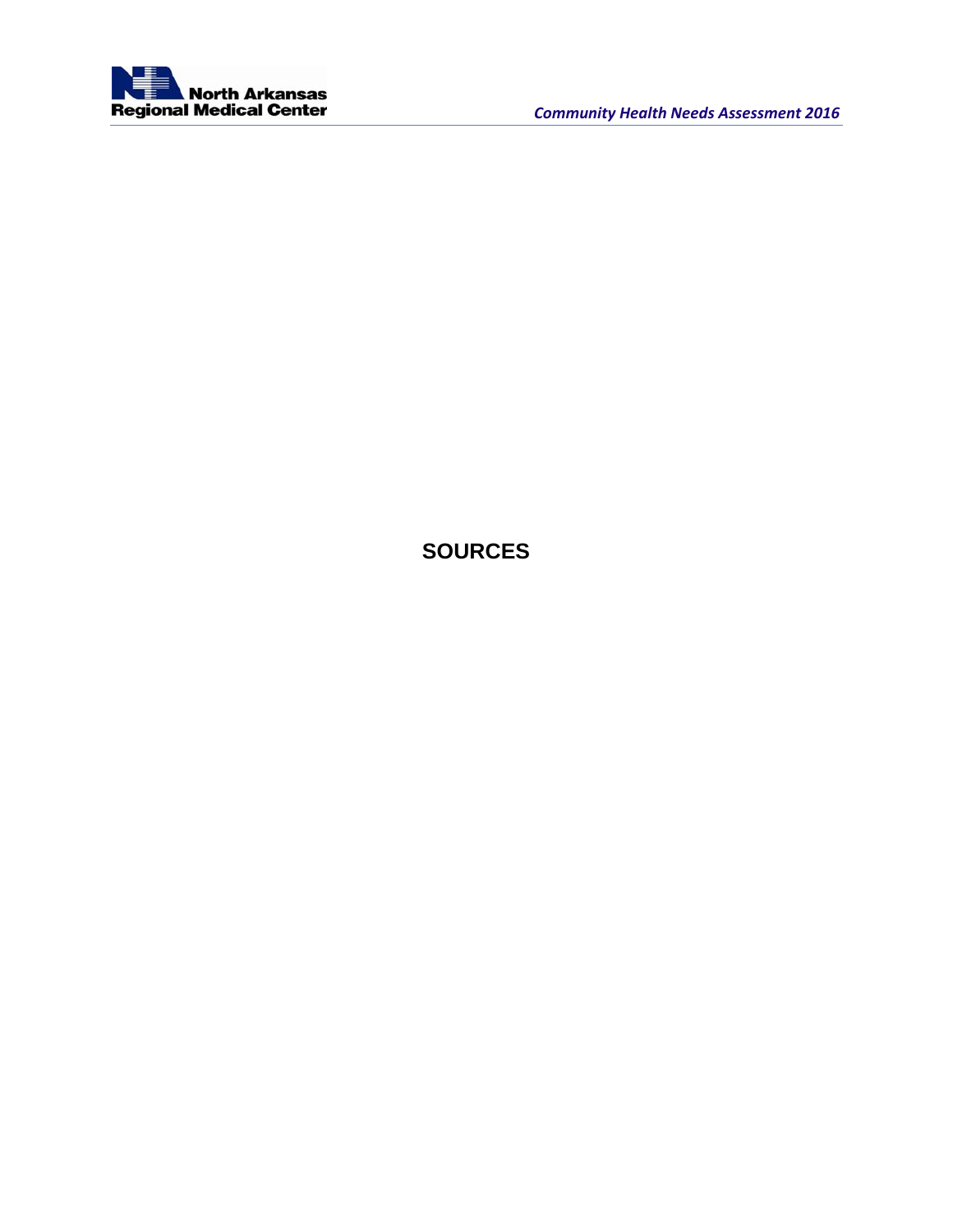# SOURCES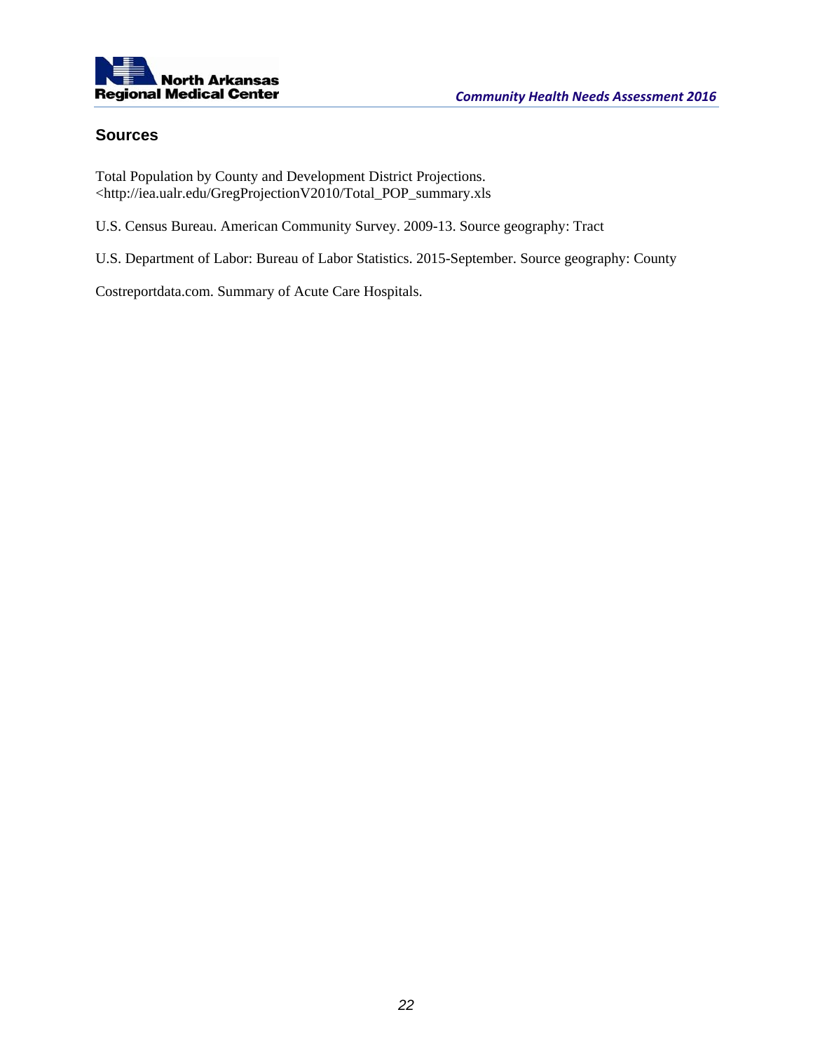## Sources

Total Population by County and Development District Projections. <http://iea.ualr.edu/GregProjectionV2010/Total_POP_summary.xls

U.S. Census Bureau. American Community Survey. 2009-13. Source geography: Tract

U.S. Department of Labor: Bureau of Labor Statistics. 2015-September. Source geography: County

Costreportdata.com. Summary of Acute Care Hospitals.